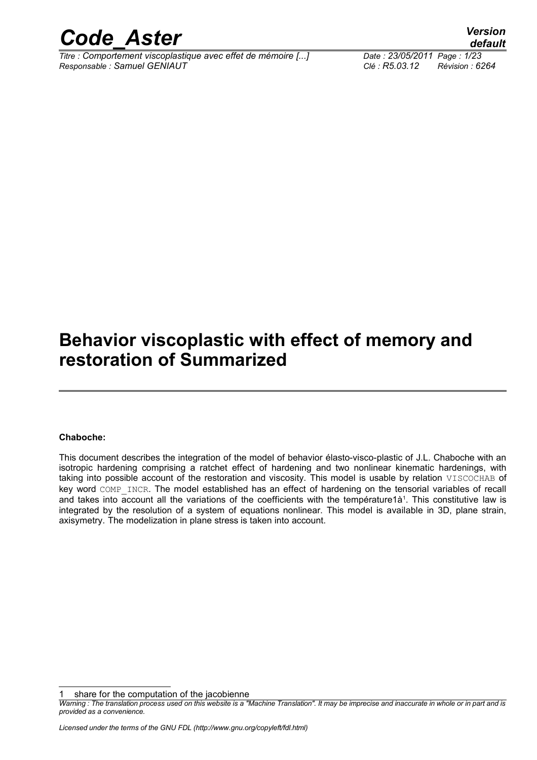# Behavior viscoplastic with effect of memory and restoration of Summarized

**Chaboche:**

This document describes the integration of the model of behavior élasto-visco-plastic of J.L. Chaboche with an isotropic hardening comprising a ratchet effect of hardening and two nonlinear kinematic hardenings, with taking into possible account of the restoration and viscosity. This model is usable by relation VISCOCHAB of key word COMP_INCR. The model established has an effect of hardening on the tensorial variables of recall and takes into account all the variations of the coefficients with the température1à[1]. This constitutive law is integrated by the resolution of a system of equations nonlinear. This model is available in 3D, plane strain, axisymetry. The modelization in plane stress is taken into account.

---

1 share for the computation of the jacobienne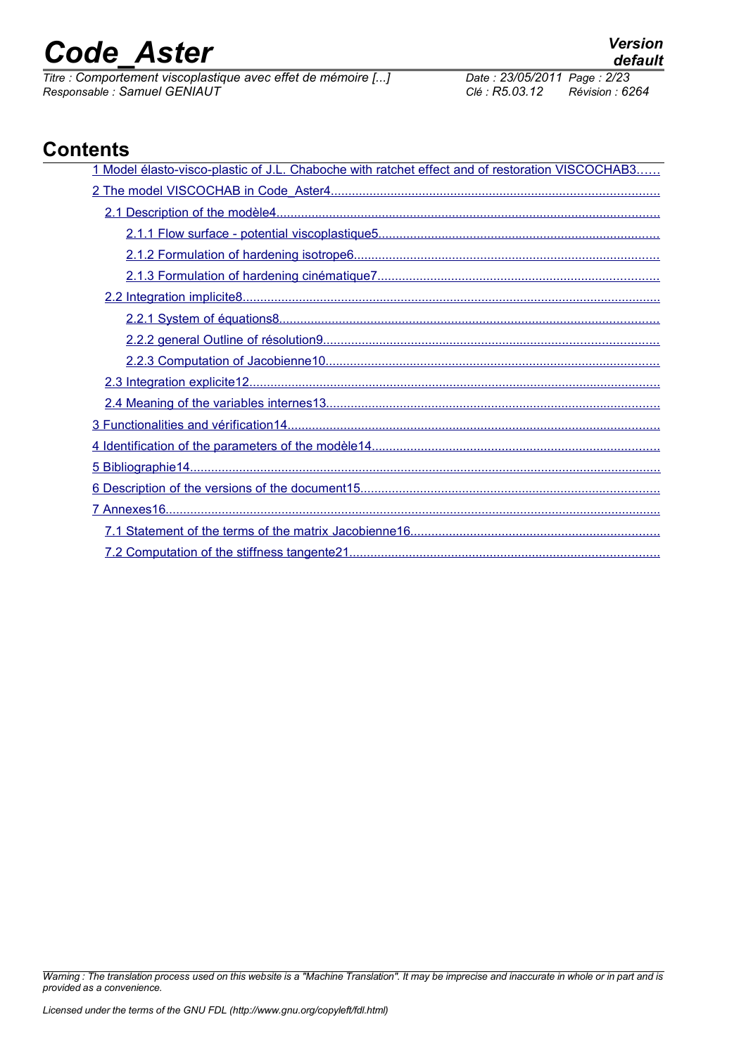# Contents

1 Model élasto-visco-plastic of J.L. Chaboche with ratchet effect and of restoration VISCOCHAB3......

2 The model VISCOCHAB in Code_Aster4.............................................................................................

2.1 Description of the modèle4...........................................................................................................

2.1.1 Flow surface - potential viscoplastique5................................................................................

2.1.2 Formulation of hardening isotrope6.......................................................................................

2.1.3 Formulation of hardening cinématique7..................................................................................

2.2 Integration implicite8.......................................................................................................................

2.2.1 System of équations8..............................................................................................................

2.2.2 general Outline of résolution9.................................................................................................

2.2.3 Computation of Jacobienne10.................................................................................................

2.3 Integration explicite12......................................................................................................................

2.4 Meaning of the variables internes13...............................................................................................

3 Functionalities and vérification14..........................................................................................................

4 Identification of the parameters of the modèle14..................................................................................

5 Bibliographie14.......................................................................................................................................

6 Description of the versions of the document15......................................................................................

7 Annexes16..............................................................................................................................................

7.1 Statement of the terms of the matrix Jacobienne16.......................................................................

7.2 Computation of the stiffness tangente21........................................................................................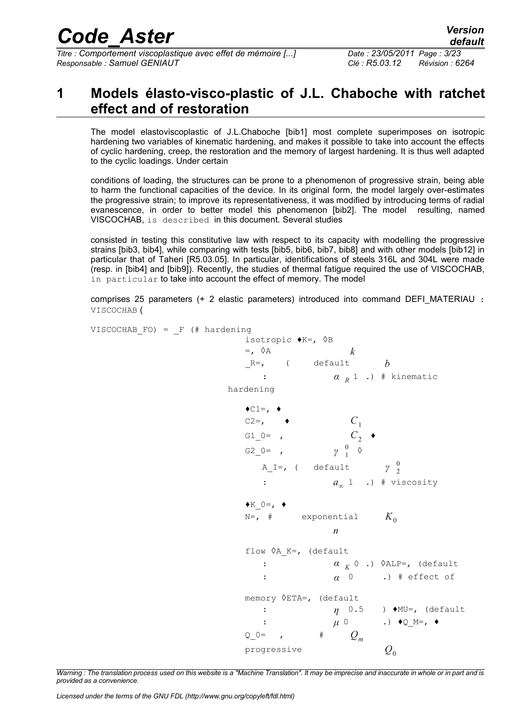# 1 Models élasto-visco-plastic of J.L. Chaboche with ratchet effect and of restoration

The model elastoviscoplastic of J.L.Chaboche [bib1] most complete superimposes on isotropic hardening two variables of kinematic hardening, and makes it possible to take into account the effects of cyclic hardening, creep, the restoration and the memory of largest hardening. It is thus well adapted to the cyclic loadings. Under certain

conditions of loading, the structures can be prone to a phenomenon of progressive strain, being able to harm the functional capacities of the device. In its original form, the model largely over-estimates the progressive strain; to improve its representativeness, it was modified by introducing terms of radial evanescence, in order to better model this phenomenon [bib2]. The model resulting, named VISCOCHAB, is described in this document. Several studies

consisted in testing this constitutive law with respect to its capacity with modelling the progressive strains [bib3, bib4], while comparing with tests [bib5, bib6, bib7, bib8] and with other models [bib12] in particular that of Taheri [R5.03.05]. In particular, identifications of steels 316L and 304L were made (resp. in [bib4] and [bib9]). Recently, the studies of thermal fatigue required the use of VISCOCHAB, in particular to take into account the effect of memory. The model

comprises 25 parameters (+ 2 elastic parameters) introduced into command DEFI_MATERIAU : VISCOCHAB (

```
VISCOCHAB_FO) = _F (# hardening
                         isotropic ♦K=,  ◊B
                         =,  ◊A                  k
                         _R=,   (    default       b
                            :             α_R 1  .) # kinematic
                       hardening

                         ♦C1=, ♦
                         C2=,    ♦              C_1
                         G1_0=  ,               C_2  ♦
                         G2_0=  ,           γ_1^0  ◊
                            A_I=, (   default       γ_2^0
                            :             a_∞ 1   .) # viscosity

                         ♦K_0=, ♦
                         N=,  #      exponential     K_0
                                         n

                         flow ◊A_K=, (default
                            :             α_K 0 .) ◊ALP=, (default
                            :             α  0      .) # effect of

                         memory ◊ETA=, (default
                            :             η  0.5    ) ♦MU=, (default
                            :             μ 0       .) ♦Q_M=, ♦
                         Q_0=   ,       #     Q_m
                         progressive              Q_0
```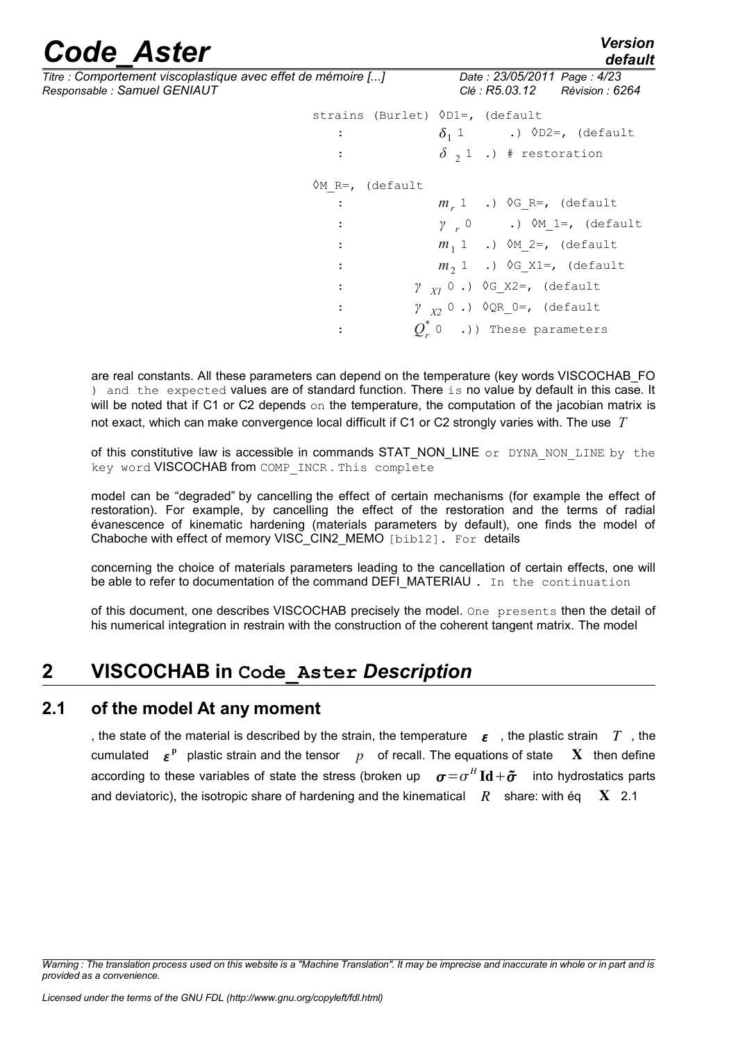strains (Burlet) ◊D1=, (default
: $\delta_1$ 1 .) ◊D2=, (default
: $\delta_2$ 1 .) # restoration

◊M_R=, (default
: $m_r$ 1 .) ◊G_R=, (default
: $\gamma_r$ 0 .) ◊M_1=, (default
: $m_1$ 1 .) ◊M_2=, (default
: $m_2$ 1 .) ◊G_X1=, (default
: $\gamma_{X1}$ 0 .) ◊G_X2=, (default
: $\gamma_{X2}$ 0 .) ◊QR_0=, (default
: $Q_r^*$ 0 .)) These parameters

are real constants. All these parameters can depend on the temperature (key words VISCOCHAB_FO ) and the expected values are of standard function. There is no value by default in this case. It will be noted that if C1 or C2 depends on the temperature, the computation of the jacobian matrix is not exact, which can make convergence local difficult if C1 or C2 strongly varies with. The use $T$

of this constitutive law is accessible in commands STAT_NON_LINE or DYNA_NON_LINE by the key word VISCOCHAB from COMP_INCR . This complete

model can be "degraded" by cancelling the effect of certain mechanisms (for example the effect of restoration). For example, by cancelling the effect of the restoration and the terms of radial évanescence of kinematic hardening (materials parameters by default), one finds the model of Chaboche with effect of memory VISC_CIN2_MEMO [bib12]. For details

concerning the choice of materials parameters leading to the cancellation of certain effects, one will be able to refer to documentation of the command DEFI_MATERIAU . In the continuation

of this document, one describes VISCOCHAB precisely the model. One presents then the detail of his numerical integration in restrain with the construction of the coherent tangent matrix. The model

# 2 VISCOCHAB in Code_Aster *Description*

## 2.1 of the model At any moment

, the state of the material is described by the strain, the temperature $\boldsymbol{\varepsilon}$ , the plastic strain $T$ , the cumulated $\boldsymbol{\varepsilon}^{\mathbf{p}}$ plastic strain and the tensor $p$ of recall. The equations of state $\mathbf{X}$ then define according to these variables of state the stress (broken up $\boldsymbol{\sigma}=\sigma^H \mathbf{Id}+\tilde{\boldsymbol{\sigma}}$ into hydrostatics parts and deviatoric), the isotropic share of hardening and the kinematical $R$ share: with éq $\mathbf{X}$ 2.1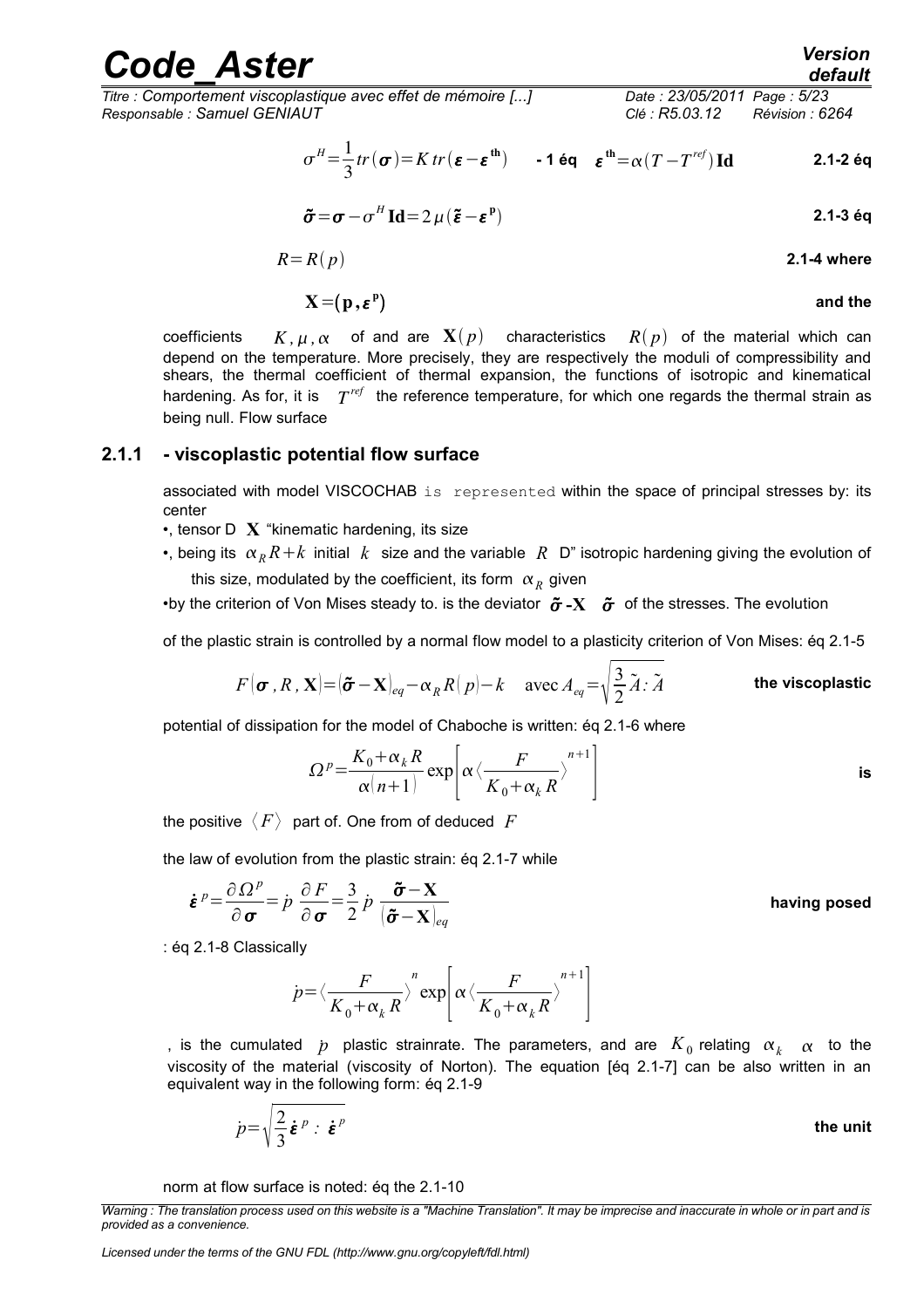$$\sigma^H = \frac{1}{3} tr(\boldsymbol{\sigma}) = K\, tr(\boldsymbol{\varepsilon} - \boldsymbol{\varepsilon}^{\mathbf{th}}) \quad \text{- 1 éq} \quad \boldsymbol{\varepsilon}^{\mathbf{th}} = \alpha(T - T^{ref})\,\mathbf{Id} \qquad \text{2.1-2 éq}$$

$$\tilde{\boldsymbol{\sigma}} = \boldsymbol{\sigma} - \sigma^H \mathbf{Id} = 2\mu(\tilde{\boldsymbol{\varepsilon}} - \boldsymbol{\varepsilon}^{\mathbf{p}}) \qquad \text{2.1-3 éq}$$

$$R = R(p) \qquad \text{2.1-4 where}$$

$$\mathbf{X} = (\mathbf{p}, \boldsymbol{\varepsilon}^{\mathbf{p}}) \qquad \text{and the}$$

coefficients $K, \mu, \alpha$ of and are $\mathbf{X}(p)$ characteristics $R(p)$ of the material which can depend on the temperature. More precisely, they are respectively the moduli of compressibility and shears, the thermal coefficient of thermal expansion, the functions of isotropic and kinematical hardening. As for, it is $T^{ref}$ the reference temperature, for which one regards the thermal strain as being null. Flow surface

### 2.1.1 - viscoplastic potential flow surface

associated with model VISCOCHAB is represented within the space of principal stresses by: its center

- , tensor D $\mathbf{X}$ "kinematic hardening, its size
- , being its $\alpha_R R + k$ initial $k$ size and the variable $R$ D" isotropic hardening giving the evolution of this size, modulated by the coefficient, its form $\alpha_R$ given
- by the criterion of Von Mises steady to. is the deviator $\tilde{\boldsymbol{\sigma}}\text{-}\mathbf{X}$ $\tilde{\boldsymbol{\sigma}}$ of the stresses. The evolution

of the plastic strain is controlled by a normal flow model to a plasticity criterion of Von Mises: éq 2.1-5

$$F(\boldsymbol{\sigma}, R, \mathbf{X}) = (\tilde{\boldsymbol{\sigma}} - \mathbf{X})_{eq} - \alpha_R R(p) - k \quad \text{avec}\ A_{eq} = \sqrt{\frac{3}{2}\tilde{A} : \tilde{A}} \qquad \text{the viscoplastic}$$

potential of dissipation for the model of Chaboche is written: éq 2.1-6 where

$$\Omega^p = \frac{K_0 + \alpha_k R}{\alpha(n+1)} \exp\left[\alpha \left\langle \frac{F}{K_0 + \alpha_k R} \right\rangle^{n+1}\right] \qquad \text{is}$$

the positive $\langle F \rangle$ part of. One from of deduced $F$

the law of evolution from the plastic strain: éq 2.1-7 while

$$\dot{\boldsymbol{\varepsilon}}^p = \frac{\partial \Omega^p}{\partial \boldsymbol{\sigma}} = \dot{p}\,\frac{\partial F}{\partial \boldsymbol{\sigma}} = \frac{3}{2}\,\dot{p}\,\frac{\tilde{\boldsymbol{\sigma}} - \mathbf{X}}{(\tilde{\boldsymbol{\sigma}} - \mathbf{X})_{eq}} \qquad \text{having posed}$$

: éq 2.1-8 Classically

$$\dot{p} = \left\langle \frac{F}{K_0 + \alpha_k R} \right\rangle^n \exp\left[\alpha \left\langle \frac{F}{K_0 + \alpha_k R} \right\rangle^{n+1}\right]$$

, is the cumulated $p$ plastic strainrate. The parameters, and are $K_0$ relating $\alpha_k$ $\alpha$ to the viscosity of the material (viscosity of Norton). The equation [éq 2.1-7] can be also written in an equivalent way in the following form: éq 2.1-9

$$\dot{p} = \sqrt{\frac{2}{3}\dot{\boldsymbol{\varepsilon}}^p : \dot{\boldsymbol{\varepsilon}}^p} \qquad \text{the unit}$$

norm at flow surface is noted: éq the 2.1-10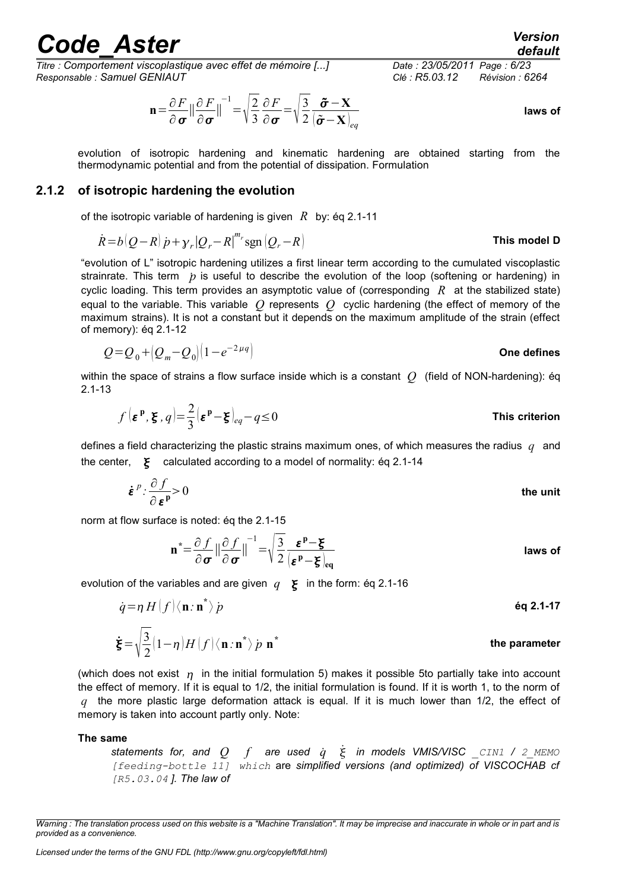$$\mathbf{n}=\frac{\partial F}{\partial \boldsymbol{\sigma}}\|\frac{\partial F}{\partial \boldsymbol{\sigma}}\|^{-1}=\sqrt{\frac{2}{3}}\frac{\partial F}{\partial \boldsymbol{\sigma}}=\sqrt{\frac{3}{2}}\frac{\tilde{\boldsymbol{\sigma}}-\mathbf{X}}{(\tilde{\boldsymbol{\sigma}}-\mathbf{X})_{eq}}$$ **laws of**

evolution of isotropic hardening and kinematic hardening are obtained starting from the thermodynamic potential and from the potential of dissipation. Formulation

### 2.1.2 of isotropic hardening the evolution

of the isotropic variable of hardening is given $R$ by: éq 2.1-11

$$\dot{R}=b(Q-R)\dot{p}+\gamma_r|Q_r-R|^{m_r}\operatorname{sgn}(Q_r-R)$$ **This model D**

"evolution of L" isotropic hardening utilizes a first linear term according to the cumulated viscoplastic strainrate. This term $\dot{p}$ is useful to describe the evolution of the loop (softening or hardening) in cyclic loading. This term provides an asymptotic value of (corresponding $R$ at the stabilized state) equal to the variable. This variable $Q$ represents $Q$ cyclic hardening (the effect of memory of the maximum strains). It is not a constant but it depends on the maximum amplitude of the strain (effect of memory): éq 2.1-12

$$Q=Q_0+(Q_m-Q_0)(1-e^{-2\mu q})$$ **One defines**

within the space of strains a flow surface inside which is a constant $Q$ (field of NON-hardening): éq 2.1-13

$$f(\boldsymbol{\varepsilon}^{\mathbf{p}},\boldsymbol{\xi},q)=\frac{2}{3}(\boldsymbol{\varepsilon}^{\mathbf{p}}-\boldsymbol{\xi})_{eq}-q\leq 0$$ **This criterion**

defines a field characterizing the plastic strains maximum ones, of which measures the radius $q$ and the center, $\boldsymbol{\xi}$ calculated according to a model of normality: éq 2.1-14

$$\dot{\boldsymbol{\varepsilon}}^{p}:\frac{\partial f}{\partial \boldsymbol{\varepsilon}^{\mathbf{p}}}>0$$ **the unit**

norm at flow surface is noted: éq the 2.1-15

$$\mathbf{n}^{*}=\frac{\partial f}{\partial \boldsymbol{\sigma}}\|\frac{\partial f}{\partial \boldsymbol{\sigma}}\|^{-1}=\sqrt{\frac{3}{2}}\frac{\boldsymbol{\varepsilon}^{\mathbf{p}}-\boldsymbol{\xi}}{(\boldsymbol{\varepsilon}^{\mathbf{p}}-\boldsymbol{\xi})_{\mathbf{eq}}}$$ **laws of**

evolution of the variables and are given $q$ $\boldsymbol{\xi}$ in the form: éq 2.1-16

$$\dot{q}=\eta H(f)\langle\mathbf{n}:\mathbf{n}^{*}\rangle\dot{p}$$ **éq 2.1-17**

$$\dot{\boldsymbol{\xi}}=\sqrt{\frac{3}{2}}(1-\eta)H(f)\langle\mathbf{n}:\mathbf{n}^{*}\rangle\dot{p}\;\mathbf{n}^{*}$$ **the parameter**

(which does not exist $\eta$ in the initial formulation 5) makes it possible 5to partially take into account the effect of memory. If it is equal to 1/2, the initial formulation is found. If it is worth 1, to the norm of $q$ the more plastic large deformation attack is equal. If it is much lower than 1/2, the effect of memory is taken into account partly only. Note:

**The same**

*statements for, and $Q$ $f$ are used $\dot{q}$ $\dot{\xi}$ in models VMIS/VISC _CIN1 / 2_MEMO [feeding-bottle 11] which* are *simplified versions (and optimized) of VISCOCHAB cf [R5.03.04 ]. The law of*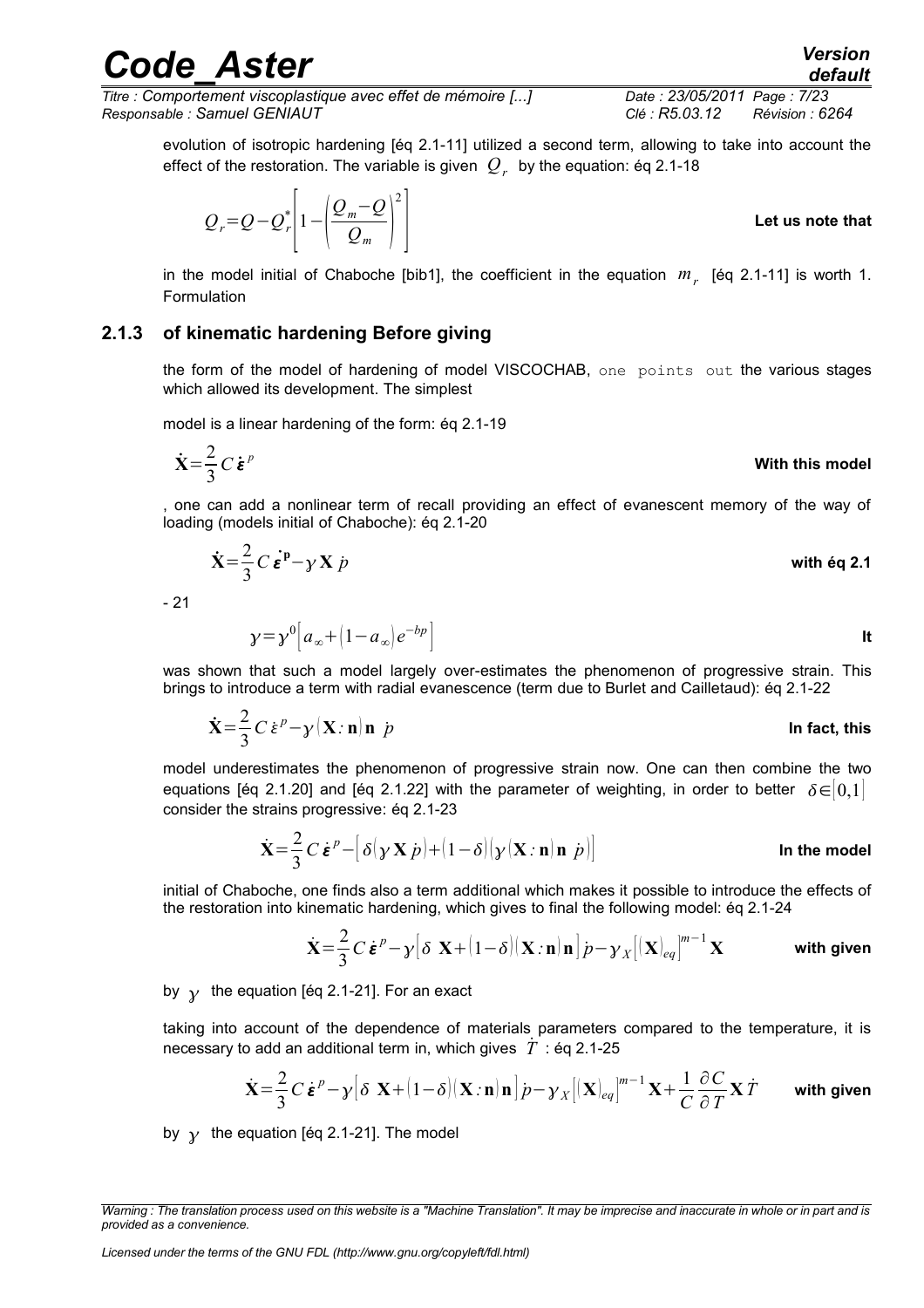evolution of isotropic hardening [éq 2.1-11] utilized a second term, allowing to take into account the effect of the restoration. The variable is given $Q_r$ by the equation: éq 2.1-18

$$Q_r = Q - Q_r^* \left[ 1 - \left( \frac{Q_m - Q}{Q_m} \right)^2 \right]$$

**Let us note that**

in the model initial of Chaboche [bib1], the coefficient in the equation $m_r$ [éq 2.1-11] is worth 1. Formulation

### 2.1.3 of kinematic hardening Before giving

the form of the model of hardening of model VISCOCHAB, `one points out` the various stages which allowed its development. The simplest

model is a linear hardening of the form: éq 2.1-19

$$\dot{\mathbf{X}} = \frac{2}{3} C \dot{\boldsymbol{\varepsilon}}^p$$

**With this model**

, one can add a nonlinear term of recall providing an effect of evanescent memory of the way of loading (models initial of Chaboche): éq 2.1-20

$$\dot{\mathbf{X}} = \frac{2}{3} C \dot{\boldsymbol{\varepsilon}}^{\mathbf{p}} - \gamma \mathbf{X} \dot{p}$$

**with éq 2.1**

- 21

$$\gamma = \gamma^0 \left[ a_\infty + (1 - a_\infty) e^{-bp} \right]$$

**It**

was shown that such a model largely over-estimates the phenomenon of progressive strain. This brings to introduce a term with radial evanescence (term due to Burlet and Cailletaud): éq 2.1-22

$$\dot{\mathbf{X}} = \frac{2}{3} C \dot{\varepsilon}^p - \gamma (\mathbf{X} : \mathbf{n}) \mathbf{n} \ \dot{p}$$

**In fact, this**

model underestimates the phenomenon of progressive strain now. One can then combine the two equations [éq 2.1.20] and [éq 2.1.22] with the parameter of weighting, in order to better $\delta \in [0,1]$ consider the strains progressive: éq 2.1-23

$$\dot{\mathbf{X}} = \frac{2}{3} C \dot{\boldsymbol{\varepsilon}}^p - \left[ \delta (\gamma \mathbf{X} \dot{p}) + (1 - \delta) (\gamma (\mathbf{X} : \mathbf{n}) \mathbf{n} \ \dot{p}) \right]$$

**In the model**

initial of Chaboche, one finds also a term additional which makes it possible to introduce the effects of the restoration into kinematic hardening, which gives to final the following model: éq 2.1-24

$$\dot{\mathbf{X}} = \frac{2}{3} C \dot{\boldsymbol{\varepsilon}}^p - \gamma \left[ \delta \ \mathbf{X} + (1 - \delta) (\mathbf{X} : \mathbf{n}) \mathbf{n} \right] \dot{p} - \gamma_X \left[ (\mathbf{X})_{eq} \right]^{m-1} \mathbf{X}$$

**with given**

by $\gamma$ the equation [éq 2.1-21]. For an exact

taking into account of the dependence of materials parameters compared to the temperature, it is necessary to add an additional term in, which gives $\dot{T}$ : éq 2.1-25

$$\dot{\mathbf{X}} = \frac{2}{3} C \dot{\boldsymbol{\varepsilon}}^p - \gamma \left[ \delta \ \mathbf{X} + (1 - \delta) (\mathbf{X} : \mathbf{n}) \mathbf{n} \right] \dot{p} - \gamma_X \left[ (\mathbf{X})_{eq} \right]^{m-1} \mathbf{X} + \frac{1}{C} \frac{\partial C}{\partial T} \mathbf{X} \dot{T}$$

**with given**

by $\gamma$ the equation [éq 2.1-21]. The model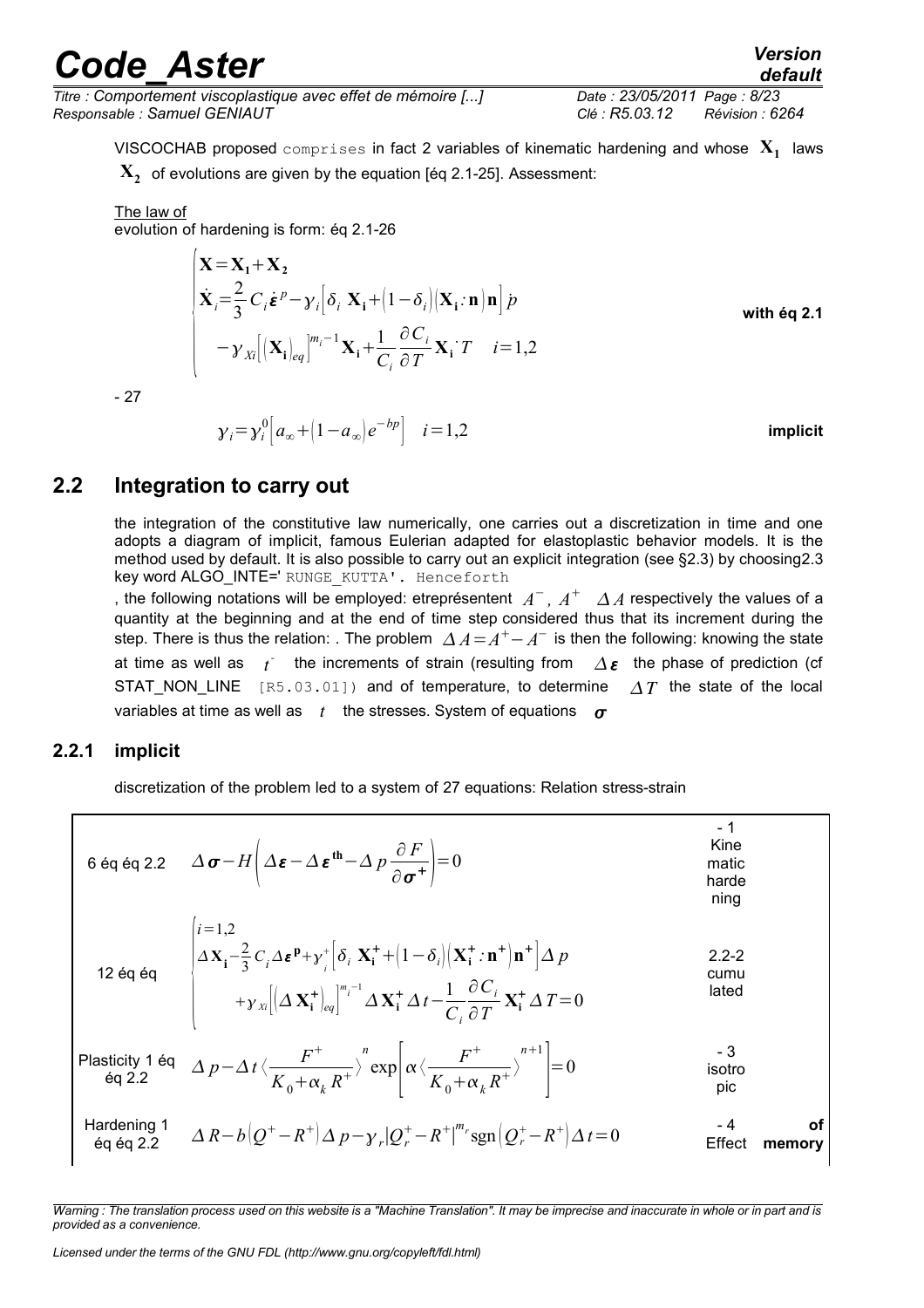VISCOCHAB proposed comprises in fact 2 variables of kinematic hardening and whose $\mathbf{X_1}$ laws $\mathbf{X_2}$ of evolutions are given by the equation [éq 2.1-25]. Assessment:

The law of
evolution of hardening is form: éq 2.1-26

$$
\begin{cases}
\mathbf{X}=\mathbf{X_1}+\mathbf{X_2} \\
\dot{\mathbf{X}}_i=\frac{2}{3}C_i\dot{\boldsymbol{\varepsilon}}^p-\gamma_i\left[\delta_i\ \mathbf{X_i}+\left(1-\delta_i\right)\left(\mathbf{X_i}:\mathbf{n}\right)\mathbf{n}\right]\dot{p} \\
\quad -\gamma_{Xi}\left[\left(\mathbf{X_i}\right)_{eq}\right]^{m_i-1}\mathbf{X_i}+\frac{1}{C_i}\frac{\partial C_i}{\partial T}\mathbf{X_i}\dot{T} \quad i=1,2
\end{cases}
$$

**with éq 2.1**

- 27

$$
\gamma_i=\gamma_i^0\left[a_\infty+\left(1-a_\infty\right)e^{-bp}\right] \quad i=1,2
$$

**implicit**

## 2.2 Integration to carry out

the integration of the constitutive law numerically, one carries out a discretization in time and one adopts a diagram of implicit, famous Eulerian adapted for elastoplastic behavior models. It is the method used by default. It is also possible to carry out an explicit integration (see §2.3) by choosing2.3 key word ALGO_INTE=' RUNGE_KUTTA'. Henceforth

, the following notations will be employed: etreprésentent $A^-$, $A^+$ $\Delta A$ respectively the values of a quantity at the beginning and at the end of time step considered thus that its increment during the step. There is thus the relation: . The problem $\Delta A=A^+-A^-$ is then the following: knowing the state at time as well as $t^-$ the increments of strain (resulting from $\Delta\boldsymbol{\varepsilon}$ the phase of prediction (cf STAT_NON_LINE [R5.03.01]) and of temperature, to determine $\Delta T$ the state of the local variables at time as well as $t$ the stresses. System of equations $\boldsymbol{\sigma}$

### 2.2.1 implicit

discretization of the problem led to a system of 27 equations: Relation stress-strain

| | | |
|---|---|---|
| 6 éq éq 2.2 | $\Delta\boldsymbol{\sigma}-H\left(\Delta\boldsymbol{\varepsilon}-\Delta\boldsymbol{\varepsilon}^{\mathbf{th}}-\Delta p\frac{\partial F}{\partial\boldsymbol{\sigma}^+}\right)=0$ | - 1 Kinematic hardening |
| 12 éq éq | $\begin{cases} i=1,2 \\ \Delta\mathbf{X_i}-\frac{2}{3}C_i\Delta\boldsymbol{\varepsilon}^{\mathbf{p}}+\gamma_i^+\left[\delta_i\ \mathbf{X_i^+}+\left(1-\delta_i\right)\left(\mathbf{X_i^+}:\mathbf{n^+}\right)\mathbf{n^+}\right]\Delta p \\ \quad +\gamma_{Xi}\left[\left(\Delta\mathbf{X_i^+}\right)_{eq}\right]^{m_i-1}\Delta\mathbf{X_i^+}\Delta t-\frac{1}{C_i}\frac{\partial C_i}{\partial T}\mathbf{X_i^+}\Delta T=0 \end{cases}$ | 2.2-2 cumulated |
| Plasticity 1 éq éq 2.2 | $\Delta p-\Delta t\left\langle\frac{F^+}{K_0+\alpha_k R^+}\right\rangle^n\exp\left[\alpha\left\langle\frac{F^+}{K_0+\alpha_k R^+}\right\rangle^{n+1}\right]=0$ | - 3 isotropic |
| Hardening 1 éq éq 2.2 | $\Delta R-b\left(Q^+-R^+\right)\Delta p-\gamma_r\left\lvert Q_r^+-R^+\right\rvert^{m_r}\mathrm{sgn}\left(Q_r^+-R^+\right)\Delta t=0$ | - 4 Effect of memory |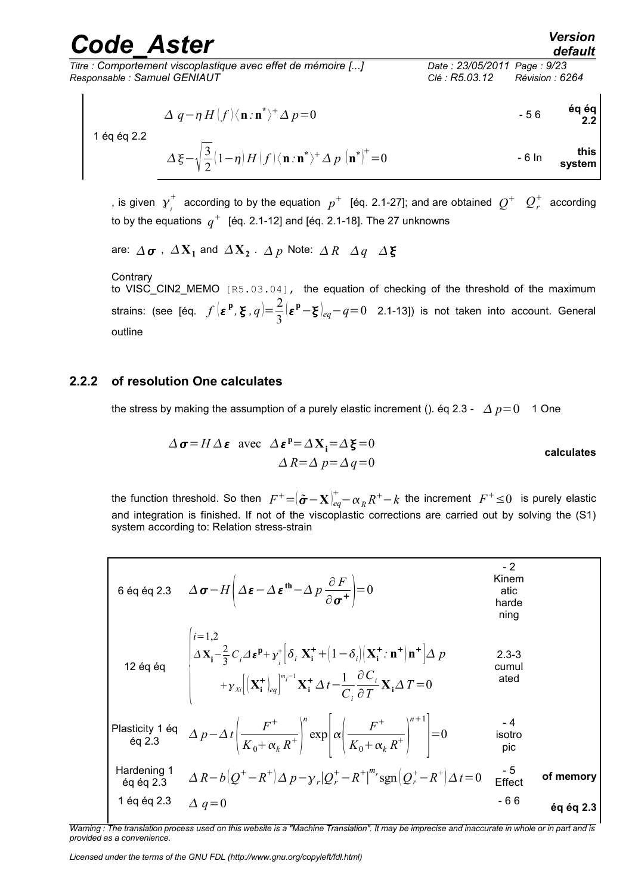1 éq éq 2.2

$$\Delta\, q-\eta\, H(f)\langle \mathbf{n}:\mathbf{n}^*\rangle^+ \Delta\, p=0 \quad \text{- 5 6} \quad \textbf{éq éq 2.2}$$

$$\Delta\,\xi-\sqrt{\frac{3}{2}}(1-\eta)\, H(f)\langle \mathbf{n}:\mathbf{n}^*\rangle^+ \Delta\, p\,(\mathbf{n}^*)^+=0 \quad \text{- 6 In} \quad \textbf{this system}$$

, is given $\gamma_i^+$ according to by the equation $p^+$ [éq. 2.1-27]; and are obtained $Q^+$ $Q_r^+$ according to by the equations $q^+$ [éq. 2.1-12] and [éq. 2.1-18]. The 27 unknowns

are: $\Delta\boldsymbol{\sigma}$ , $\Delta\mathbf{X}_1$ and $\Delta\mathbf{X}_2$ . $\Delta\, p$ Note: $\Delta R$ $\Delta q$ $\Delta\boldsymbol{\xi}$

Contrary to VISC_CIN2_MEMO [R5.03.04], the equation of checking of the threshold of the maximum strains: (see [éq. $f(\boldsymbol{\varepsilon}^{\mathbf{p}},\boldsymbol{\xi},q)=\frac{2}{3}(\boldsymbol{\varepsilon}^{\mathbf{p}}-\boldsymbol{\xi})_{eq}-q=0$ 2.1-13]) is not taken into account. General outline

### 2.2.2 of resolution One calculates

the stress by making the assumption of a purely elastic increment (). éq 2.3 - $\Delta\, p=0$ 1 One

$$\Delta\boldsymbol{\sigma}=H\,\Delta\boldsymbol{\varepsilon}\ \text{ avec }\ \Delta\boldsymbol{\varepsilon}^{\mathbf{p}}=\Delta\mathbf{X}_{\mathbf{i}}=\Delta\boldsymbol{\xi}=0$$
$$\Delta R=\Delta\, p=\Delta\, q=0$$

**calculates**

the function threshold. So then $F^+=(\tilde{\boldsymbol{\sigma}}-\mathbf{X})^+_{eq}-\alpha_R R^+-k$ the increment $F^+\leq 0$ is purely elastic and integration is finished. If not of the viscoplastic corrections are carried out by solving the (S1) system according to: Relation stress-strain

| | | | |
|---|---|---|---|
| 6 éq éq 2.3 | $\Delta\boldsymbol{\sigma}-H\left(\Delta\boldsymbol{\varepsilon}-\Delta\boldsymbol{\varepsilon}^{\mathbf{th}}-\Delta\, p\,\frac{\partial F}{\partial\boldsymbol{\sigma}^+}\right)=0$ | - 2 Kinematic hardening | |
| 12 éq éq | $\begin{cases} i=1{,}2 \\ \Delta\mathbf{X}_{\mathbf{i}}-\frac{2}{3}C_i\Delta\boldsymbol{\varepsilon}^{\mathbf{p}}+\gamma_i^+\left[\delta_i\,\mathbf{X}_{\mathbf{i}}^+ +(1-\delta_i)(\mathbf{X}_{\mathbf{i}}^+:\mathbf{n}^+)\mathbf{n}^+\right]\Delta\, p \\ \quad +\gamma_{Xi}\left[(\mathbf{X}_{\mathbf{i}}^+)_{eq}\right]^{m_i-1}\mathbf{X}_{\mathbf{i}}^+\,\Delta t-\frac{1}{C_i}\frac{\partial C_i}{\partial T}\mathbf{X}_{\mathbf{i}}\Delta T=0 \end{cases}$ | 2.3-3 cumulated | |
| Plasticity 1 éq éq 2.3 | $\Delta\, p-\Delta t\left(\frac{F^+}{K_0+\alpha_k R^+}\right)^n \exp\left[\alpha\left(\frac{F^+}{K_0+\alpha_k R^+}\right)^{n+1}\right]=0$ | - 4 isotropic | |
| Hardening 1 éq éq 2.3 | $\Delta R-b(Q^+-R^+)\Delta\, p-\gamma_r\left\|Q_r^+-R^+\right\|^{m_r}\operatorname{sgn}(Q_r^+-R^+)\Delta t=0$ | - 5 Effect | of memory |
| 1 éq éq 2.3 | $\Delta\, q=0$ | - 6 6 | éq éq 2.3 |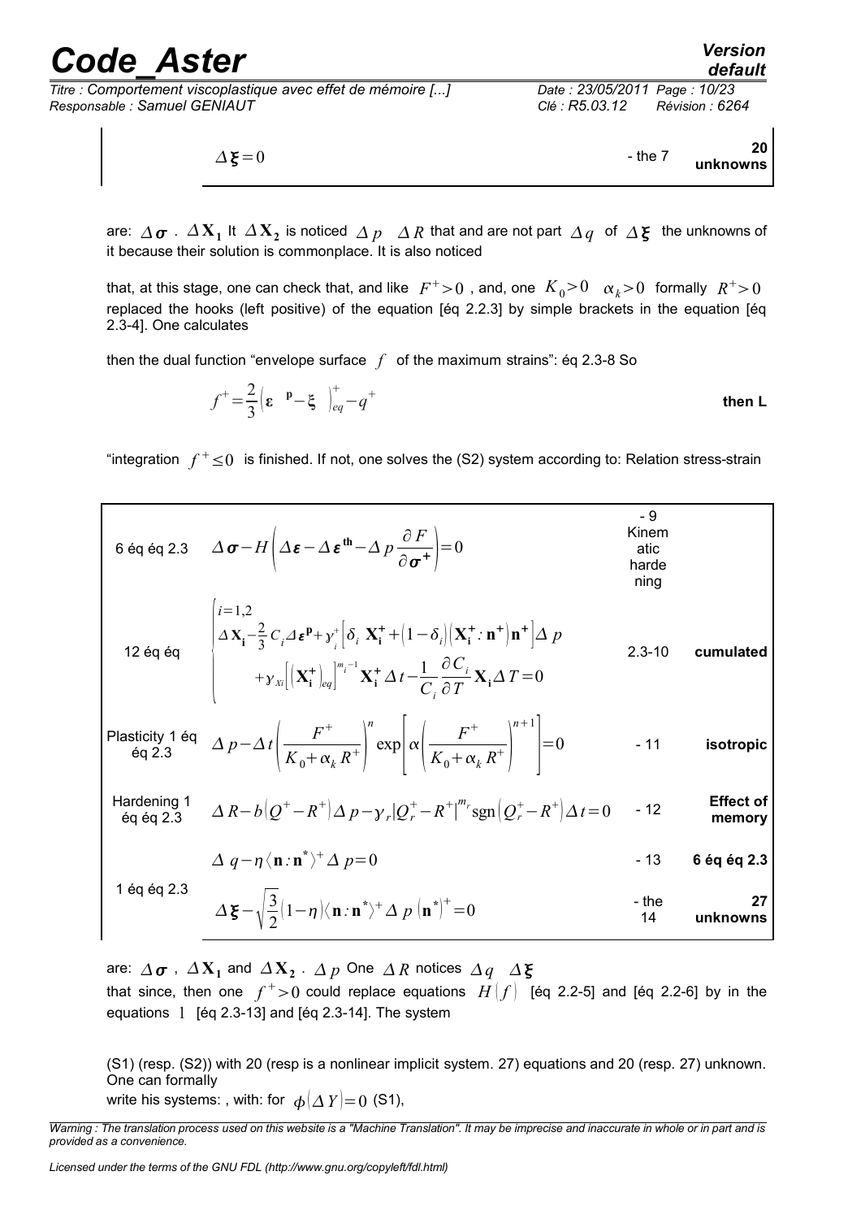$$\Delta \boldsymbol{\xi} = 0$$ - the 7 **20 unknowns**

are: $\Delta \boldsymbol{\sigma}$ . $\Delta \mathbf{X_1}$ It $\Delta \mathbf{X_2}$ is noticed $\Delta p$ $\Delta R$ that and are not part $\Delta q$ of $\Delta \boldsymbol{\xi}$ the unknowns of it because their solution is commonplace. It is also noticed

that, at this stage, one can check that, and like $F^{+}>0$ , and, one $K_0>0$ $\alpha_k>0$ formally $R^{+}>0$ replaced the hooks (left positive) of the equation [éq 2.2.3] by simple brackets in the equation [éq 2.3-4]. One calculates

then the dual function "envelope surface $f$ of the maximum strains": éq 2.3-8 So

$$f^{+} = \frac{2}{3}\left(\boldsymbol{\varepsilon}^{\mathbf{p}} - \boldsymbol{\xi}\right)^{+}_{eq} - q^{+}$$ **then L**

"integration $f^{+} \leq 0$ is finished. If not, one solves the (S2) system according to: Relation stress-strain

| | | | |
|---|---|---|---|
| 6 éq éq 2.3 | $\Delta \boldsymbol{\sigma} - H\left(\Delta \boldsymbol{\varepsilon} - \Delta \boldsymbol{\varepsilon}^{\mathbf{th}} - \Delta p \dfrac{\partial F}{\partial \boldsymbol{\sigma}^{+}}\right) = 0$ | - 9 Kinematic hardening | |
| 12 éq éq | $\begin{cases} i=1,2 \\ \Delta \mathbf{X_i} - \frac{2}{3} C_i \Delta \boldsymbol{\varepsilon}^{\mathbf{p}} + \gamma_i^{+}\left[\delta_i \mathbf{X_i^{+}} + \left(1-\delta_i\right)\left(\mathbf{X_i^{+}} : \mathbf{n^{+}}\right)\mathbf{n^{+}}\right]\Delta p \\ \quad + \gamma_{Xi}\left[\left(\mathbf{X_i^{+}}\right)_{eq}\right]^{m_i - 1} \mathbf{X_i^{+}} \Delta t - \frac{1}{C_i}\frac{\partial C_i}{\partial T}\mathbf{X_i}\Delta T = 0 \end{cases}$ | 2.3-10 | **cumulated** |
| Plasticity 1 éq éq 2.3 | $\Delta p - \Delta t\left(\dfrac{F^{+}}{K_0 + \alpha_k R^{+}}\right)^{n} \exp\left[\alpha\left(\dfrac{F^{+}}{K_0 + \alpha_k R^{+}}\right)^{n+1}\right] = 0$ | - 11 | **isotropic** |
| Hardening 1 éq éq 2.3 | $\Delta R - b\left(Q^{+} - R^{+}\right)\Delta p - \gamma_r \left\|Q_r^{+} - R^{+}\right\|^{m_r} \operatorname{sgn}\left(Q_r^{+} - R^{+}\right)\Delta t = 0$ | - 12 | **Effect of memory** |
| | $\Delta q - \eta \langle \mathbf{n} : \mathbf{n}^{*} \rangle^{+} \Delta p = 0$ | - 13 | **6 éq éq 2.3** |
| 1 éq éq 2.3 | $\Delta \boldsymbol{\xi} - \sqrt{\dfrac{3}{2}}\left(1-\eta\right)\langle \mathbf{n} : \mathbf{n}^{*} \rangle^{+} \Delta p \left(\mathbf{n}^{*}\right)^{+} = 0$ | - the 14 | **27 unknowns** |

are: $\Delta \boldsymbol{\sigma}$ , $\Delta \mathbf{X_1}$ and $\Delta \mathbf{X_2}$ . $\Delta p$ One $\Delta R$ notices $\Delta q$ $\Delta \boldsymbol{\xi}$ that since, then one $f^{+}>0$ could replace equations $H(f)$ [éq 2.2-5] and [éq 2.2-6] by in the equations 1 [éq 2.3-13] and [éq 2.3-14]. The system

(S1) (resp. (S2)) with 20 (resp is a nonlinear implicit system. 27) equations and 20 (resp. 27) unknown. One can formally write his systems: , with: for $\phi(\Delta Y)=0$ (S1),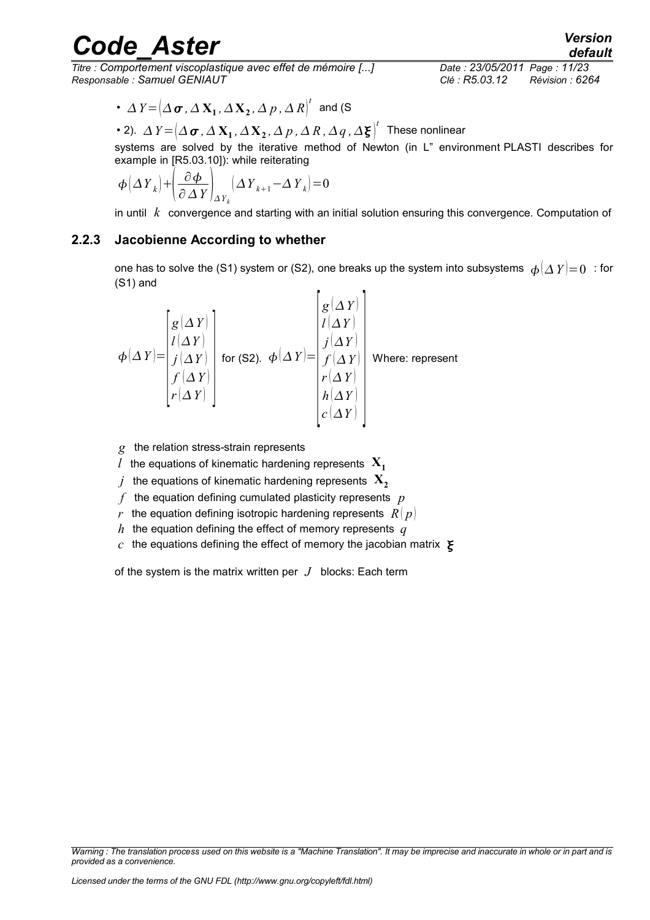- $\Delta Y = \left(\Delta \boldsymbol{\sigma}, \Delta \mathbf{X_1}, \Delta \mathbf{X_2}, \Delta p, \Delta R\right)^t$ and (S

- 2). $\Delta Y = \left(\Delta \boldsymbol{\sigma}, \Delta \mathbf{X_1}, \Delta \mathbf{X_2}, \Delta p, \Delta R, \Delta q, \Delta \boldsymbol{\xi}\right)^t$ These nonlinear

systems are solved by the iterative method of Newton (in L" environment PLASTI describes for example in [R5.03.10]): while reiterating

$$\phi\left(\Delta Y_k\right) + \left(\frac{\partial \phi}{\partial \Delta Y}\right)_{\Delta Y_k} \left(\Delta Y_{k+1} - \Delta Y_k\right) = 0$$

in until $k$ convergence and starting with an initial solution ensuring this convergence. Computation of

### 2.2.3 Jacobienne According to whether

one has to solve the (S1) system or (S2), one breaks up the system into subsystems $\phi\left(\Delta Y\right) = 0$ : for (S1) and

$$\phi\left(\Delta Y\right) = \begin{bmatrix} g\left(\Delta Y\right) \\ l\left(\Delta Y\right) \\ j\left(\Delta Y\right) \\ f\left(\Delta Y\right) \\ r\left(\Delta Y\right) \end{bmatrix} \text{ for (S2). } \phi\left(\Delta Y\right) = \begin{bmatrix} g\left(\Delta Y\right) \\ l\left(\Delta Y\right) \\ j\left(\Delta Y\right) \\ f\left(\Delta Y\right) \\ r\left(\Delta Y\right) \\ h\left(\Delta Y\right) \\ c\left(\Delta Y\right) \end{bmatrix} \text{ Where: represent}$$

- $g$ the relation stress-strain represents
- $l$ the equations of kinematic hardening represents $\mathbf{X_1}$
- $j$ the equations of kinematic hardening represents $\mathbf{X_2}$
- $f$ the equation defining cumulated plasticity represents $p$
- $r$ the equation defining isotropic hardening represents $R\left(p\right)$
- $h$ the equation defining the effect of memory represents $q$
- $c$ the equations defining the effect of memory the jacobian matrix $\boldsymbol{\xi}$

of the system is the matrix written per $J$ blocks: Each term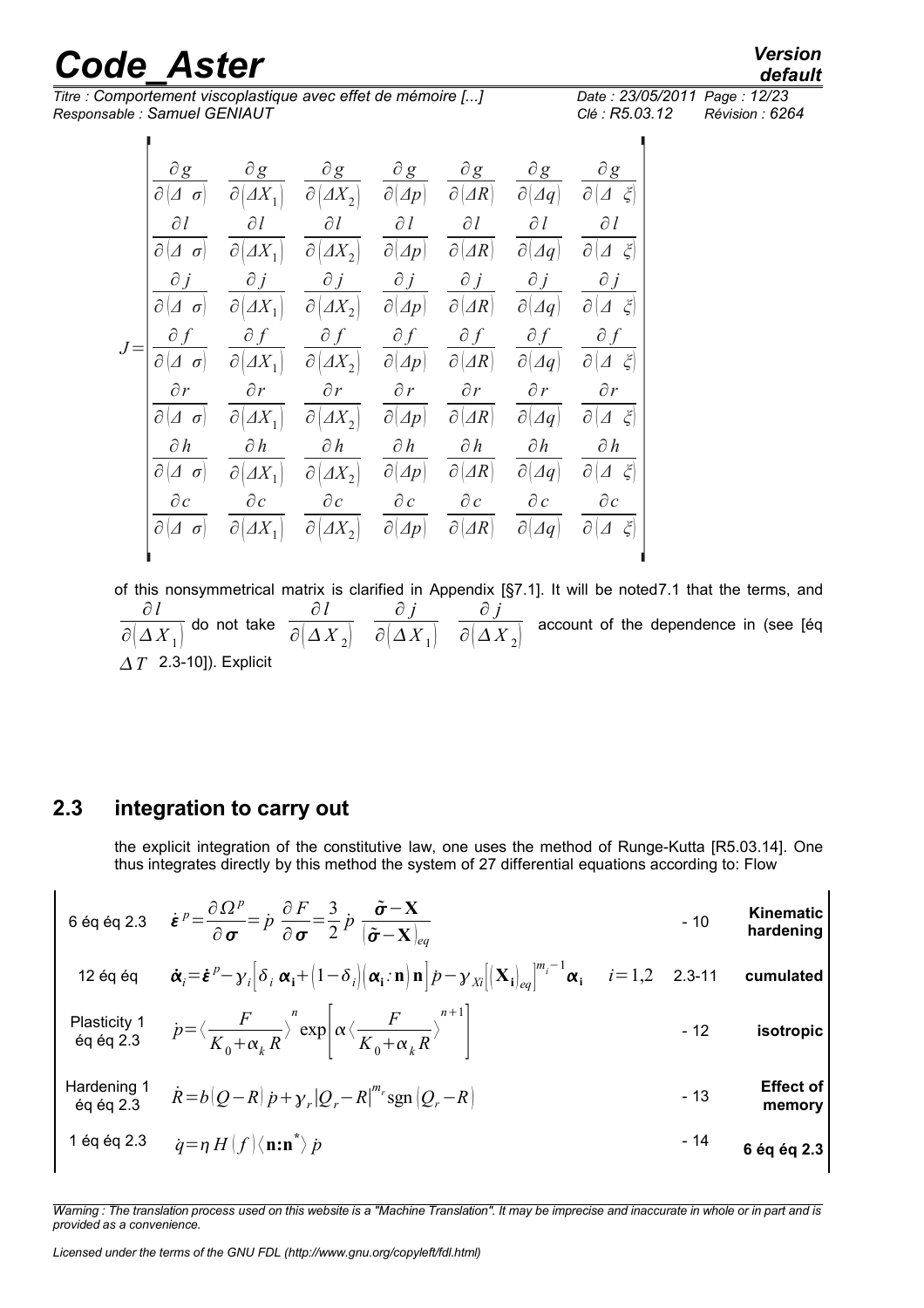$$
J=\begin{bmatrix}
\frac{\partial g}{\partial(\Delta\ \sigma)} & \frac{\partial g}{\partial(\Delta X_1)} & \frac{\partial g}{\partial(\Delta X_2)} & \frac{\partial g}{\partial(\Delta p)} & \frac{\partial g}{\partial(\Delta R)} & \frac{\partial g}{\partial(\Delta q)} & \frac{\partial g}{\partial(\Delta\ \xi)} \\
\frac{\partial l}{\partial(\Delta\ \sigma)} & \frac{\partial l}{\partial(\Delta X_1)} & \frac{\partial l}{\partial(\Delta X_2)} & \frac{\partial l}{\partial(\Delta p)} & \frac{\partial l}{\partial(\Delta R)} & \frac{\partial l}{\partial(\Delta q)} & \frac{\partial l}{\partial(\Delta\ \xi)} \\
\frac{\partial j}{\partial(\Delta\ \sigma)} & \frac{\partial j}{\partial(\Delta X_1)} & \frac{\partial j}{\partial(\Delta X_2)} & \frac{\partial j}{\partial(\Delta p)} & \frac{\partial j}{\partial(\Delta R)} & \frac{\partial j}{\partial(\Delta q)} & \frac{\partial j}{\partial(\Delta\ \xi)} \\
\frac{\partial f}{\partial(\Delta\ \sigma)} & \frac{\partial f}{\partial(\Delta X_1)} & \frac{\partial f}{\partial(\Delta X_2)} & \frac{\partial f}{\partial(\Delta p)} & \frac{\partial f}{\partial(\Delta R)} & \frac{\partial f}{\partial(\Delta q)} & \frac{\partial f}{\partial(\Delta\ \xi)} \\
\frac{\partial r}{\partial(\Delta\ \sigma)} & \frac{\partial r}{\partial(\Delta X_1)} & \frac{\partial r}{\partial(\Delta X_2)} & \frac{\partial r}{\partial(\Delta p)} & \frac{\partial r}{\partial(\Delta R)} & \frac{\partial r}{\partial(\Delta q)} & \frac{\partial r}{\partial(\Delta\ \xi)} \\
\frac{\partial h}{\partial(\Delta\ \sigma)} & \frac{\partial h}{\partial(\Delta X_1)} & \frac{\partial h}{\partial(\Delta X_2)} & \frac{\partial h}{\partial(\Delta p)} & \frac{\partial h}{\partial(\Delta R)} & \frac{\partial h}{\partial(\Delta q)} & \frac{\partial h}{\partial(\Delta\ \xi)} \\
\frac{\partial c}{\partial(\Delta\ \sigma)} & \frac{\partial c}{\partial(\Delta X_1)} & \frac{\partial c}{\partial(\Delta X_2)} & \frac{\partial c}{\partial(\Delta p)} & \frac{\partial c}{\partial(\Delta R)} & \frac{\partial c}{\partial(\Delta q)} & \frac{\partial c}{\partial(\Delta\ \xi)}
\end{bmatrix}
$$

of this nonsymmetrical matrix is clarified in Appendix [§7.1]. It will be noted7.1 that the terms, and $\frac{\partial l}{\partial(\Delta X_1)}$ do not take $\frac{\partial l}{\partial(\Delta X_2)}$ $\frac{\partial j}{\partial(\Delta X_1)}$ $\frac{\partial j}{\partial(\Delta X_2)}$ account of the dependence in (see [éq $\Delta T$ 2.3-10]). Explicit

## 2.3 integration to carry out

the explicit integration of the constitutive law, one uses the method of Runge-Kutta [R5.03.14]. One thus integrates directly by this method the system of 27 differential equations according to: Flow

| | | | |
|---|---|---|---|
| 6 éq éq 2.3 | $\dot{\boldsymbol{\varepsilon}}^p=\frac{\partial \Omega^p}{\partial \boldsymbol{\sigma}}=\dot{p}\ \frac{\partial F}{\partial \boldsymbol{\sigma}}=\frac{3}{2}\dot{p}\ \frac{\tilde{\boldsymbol{\sigma}}-\mathbf{X}}{(\tilde{\boldsymbol{\sigma}}-\mathbf{X})_{eq}}$ | - 10 | **Kinematic hardening** |
| 12 éq éq | $\dot{\boldsymbol{\alpha}}_i=\dot{\boldsymbol{\varepsilon}}^p-\gamma_i\left[\delta_i\ \boldsymbol{\alpha}_\mathbf{i}+(1-\delta_i)(\boldsymbol{\alpha}_\mathbf{i}:\mathbf{n})\mathbf{n}\right]\dot{p}-\gamma_{Xi}\left[(\mathbf{X}_\mathbf{i})_{eq}\right]^{m_i-1}\boldsymbol{\alpha}_\mathbf{i} \quad i=1,2$ | 2.3-11 | **cumulated** |
| Plasticity 1 éq éq 2.3 | $\dot{p}=\left\langle\frac{F}{K_0+\alpha_k R}\right\rangle^n \exp\left[\alpha\left\langle\frac{F}{K_0+\alpha_k R}\right\rangle^{n+1}\right]$ | - 12 | **isotropic** |
| Hardening 1 éq éq 2.3 | $\dot{R}=b(Q-R)\dot{p}+\gamma_r\lvert Q_r-R\rvert^{m_r}\operatorname{sgn}(Q_r-R)$ | - 13 | **Effect of memory** |
| 1 éq éq 2.3 | $\dot{q}=\eta H(f)\langle\mathbf{n:n}^*\rangle\dot{p}$ | - 14 | **6 éq éq 2.3** |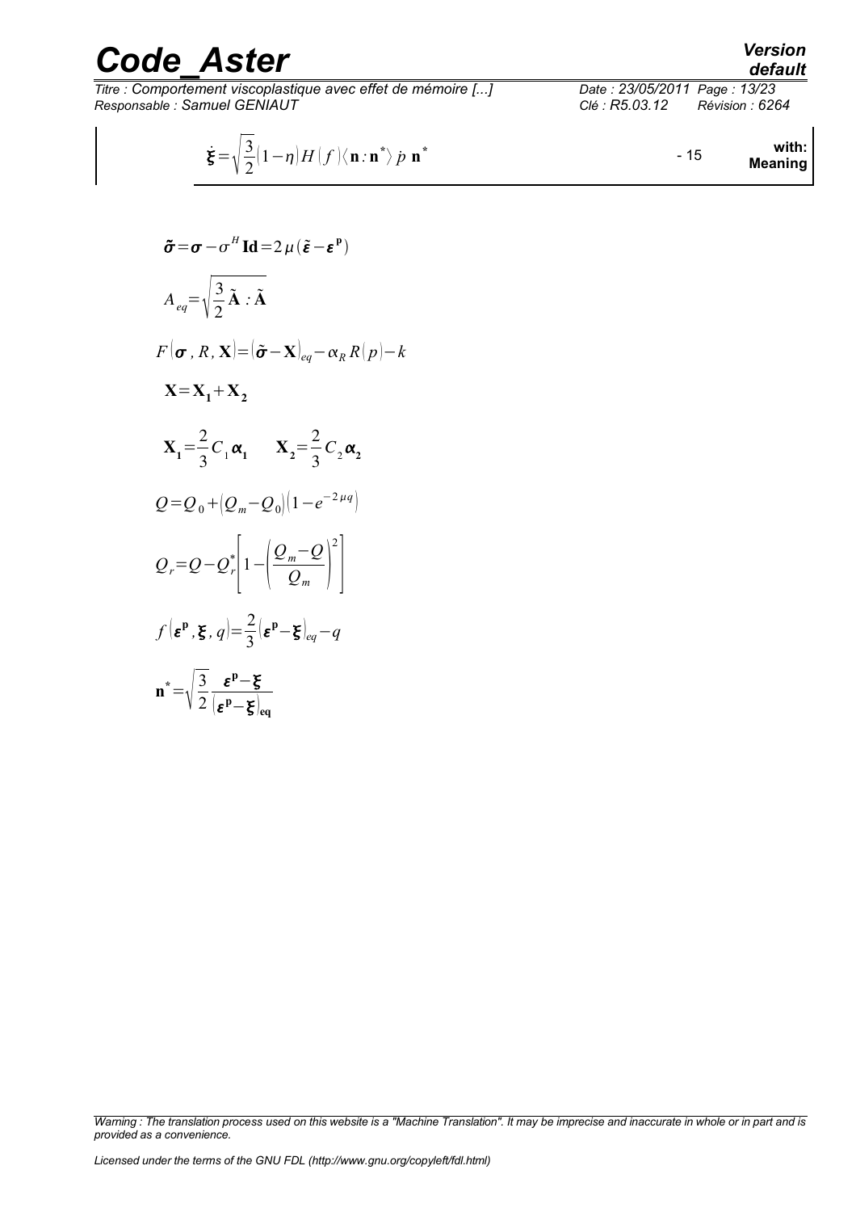$$\dot{\boldsymbol{\xi}}=\sqrt{\frac{3}{2}}(1-\eta)H(f)\langle\mathbf{n}:\mathbf{n}^*\rangle\,\dot{p}\,\mathbf{n}^* \qquad - 15$$

**with: Meaning**

$$\tilde{\boldsymbol{\sigma}}=\boldsymbol{\sigma}-\sigma^H\,\mathbf{Id}=2\mu(\tilde{\boldsymbol{\varepsilon}}-\boldsymbol{\varepsilon}^{\mathbf{p}})$$

$$A_{eq}=\sqrt{\frac{3}{2}\tilde{\mathbf{A}}:\tilde{\mathbf{A}}}$$

$$F(\boldsymbol{\sigma},R,\mathbf{X})=(\tilde{\boldsymbol{\sigma}}-\mathbf{X})_{eq}-\alpha_R\,R(p)-k$$

$$\mathbf{X}=\mathbf{X_1}+\mathbf{X_2}$$

$$\mathbf{X_1}=\frac{2}{3}C_1\boldsymbol{\alpha}_1 \qquad \mathbf{X_2}=\frac{2}{3}C_2\boldsymbol{\alpha}_2$$

$$Q=Q_0+(Q_m-Q_0)\left(1-e^{-2\mu q}\right)$$

$$Q_r=Q-Q_r^*\left[1-\left(\frac{Q_m-Q}{Q_m}\right)^2\right]$$

$$f(\boldsymbol{\varepsilon}^{\mathbf{p}},\boldsymbol{\xi},q)=\frac{2}{3}(\boldsymbol{\varepsilon}^{\mathbf{p}}-\boldsymbol{\xi})_{eq}-q$$

$$\mathbf{n}^*=\sqrt{\frac{3}{2}}\frac{\boldsymbol{\varepsilon}^{\mathbf{p}}-\boldsymbol{\xi}}{(\boldsymbol{\varepsilon}^{\mathbf{p}}-\boldsymbol{\xi})_{\mathbf{eq}}}$$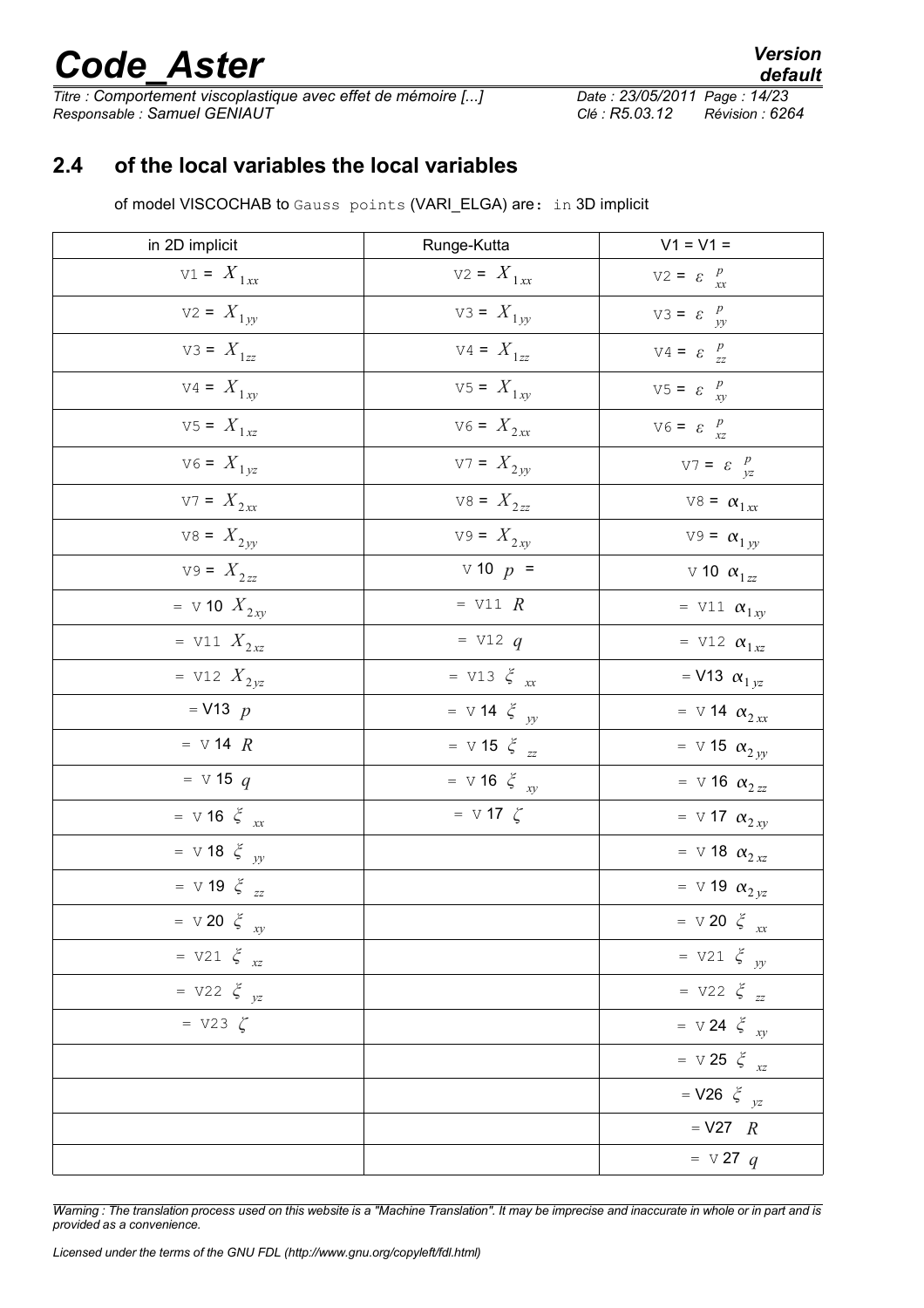## 2.4 of the local variables the local variables

of model VISCOCHAB to Gauss points (VARI_ELGA) are: in 3D implicit

| in 2D implicit | Runge-Kutta | V1 = V1 = |
|---|---|---|
| V1 = $X_{1xx}$ | V2 = $X_{1xx}$ | V2 = $\varepsilon^{p}_{xx}$ |
| V2 = $X_{1yy}$ | V3 = $X_{1yy}$ | V3 = $\varepsilon^{p}_{yy}$ |
| V3 = $X_{1zz}$ | V4 = $X_{1zz}$ | V4 = $\varepsilon^{p}_{zz}$ |
| V4 = $X_{1xy}$ | V5 = $X_{1xy}$ | V5 = $\varepsilon^{p}_{xy}$ |
| V5 = $X_{1xz}$ | V6 = $X_{2xx}$ | V6 = $\varepsilon^{p}_{xz}$ |
| V6 = $X_{1yz}$ | V7 = $X_{2yy}$ | V7 = $\varepsilon^{p}_{yz}$ |
| V7 = $X_{2xx}$ | V8 = $X_{2zz}$ | V8 = $\alpha_{1xx}$ |
| V8 = $X_{2yy}$ | V9 = $X_{2xy}$ | V9 = $\alpha_{1yy}$ |
| V9 = $X_{2zz}$ | V 10 $p$ = | V 10 $\alpha_{1zz}$ |
| = V 10 $X_{2xy}$ | = V11 $R$ | = V11 $\alpha_{1xy}$ |
| = V11 $X_{2xz}$ | = V12 $q$ | = V12 $\alpha_{1xz}$ |
| = V12 $X_{2yz}$ | = V13 $\xi_{xx}$ | = V13 $\alpha_{1yz}$ |
| = V13 $p$ | = V 14 $\xi_{yy}$ | = V 14 $\alpha_{2xx}$ |
| = V 14 $R$ | = V 15 $\xi_{zz}$ | = V 15 $\alpha_{2yy}$ |
| = V 15 $q$ | = V 16 $\xi_{xy}$ | = V 16 $\alpha_{2zz}$ |
| = V 16 $\xi_{xx}$ | = V 17 $\zeta$ | = V 17 $\alpha_{2xy}$ |
| = V 18 $\xi_{yy}$ | | = V 18 $\alpha_{2xz}$ |
| = V 19 $\xi_{zz}$ | | = V 19 $\alpha_{2yz}$ |
| = V 20 $\xi_{xy}$ | | = V 20 $\xi_{xx}$ |
| = V21 $\xi_{xz}$ | | = V21 $\xi_{yy}$ |
| = V22 $\xi_{yz}$ | | = V22 $\xi_{zz}$ |
| = V23 $\zeta$ | | = V 24 $\xi_{xy}$ |
| | | = V 25 $\xi_{xz}$ |
| | | = V26 $\xi_{yz}$ |
| | | = V27 $R$ |
| | | = V 27 $q$ |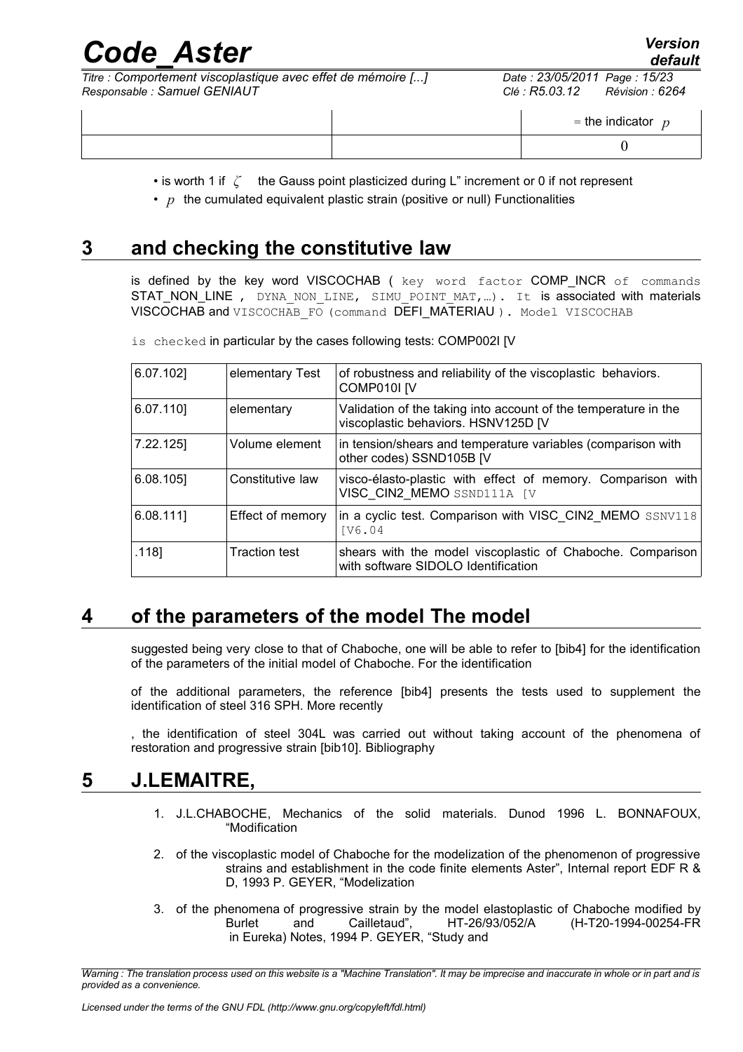|  |  | = the indicator $p$ |
|---|---|---|
|  |  | 0 |

- is worth 1 if $\zeta$ the Gauss point plasticized during L" increment or 0 if not represent
- $p$ the cumulated equivalent plastic strain (positive or null) Functionalities

## 3 and checking the constitutive law

is defined by the key word VISCOCHAB ( key word factor COMP_INCR of commands STAT_NON_LINE , DYNA_NON_LINE, SIMU_POINT_MAT,…). It is associated with materials VISCOCHAB and VISCOCHAB_FO (command DEFI_MATERIAU ). Model VISCOCHAB

is checked in particular by the cases following tests: COMP002I [V

| 6.07.102] | elementary Test | of robustness and reliability of the viscoplastic behaviors. COMP010I [V |
|---|---|---|
| 6.07.110] | elementary | Validation of the taking into account of the temperature in the viscoplastic behaviors. HSNV125D [V |
| 7.22.125] | Volume element | in tension/shears and temperature variables (comparison with other codes) SSND105B [V |
| 6.08.105] | Constitutive law | visco-élasto-plastic with effect of memory. Comparison with VISC_CIN2_MEMO SSND111A [V |
| 6.08.111] | Effect of memory | in a cyclic test. Comparison with VISC_CIN2_MEMO SSNV118 [V6.04 |
| .118] | Traction test | shears with the model viscoplastic of Chaboche. Comparison with software SIDOLO Identification |

## 4 of the parameters of the model The model

suggested being very close to that of Chaboche, one will be able to refer to [bib4] for the identification of the parameters of the initial model of Chaboche. For the identification

of the additional parameters, the reference [bib4] presents the tests used to supplement the identification of steel 316 SPH. More recently

, the identification of steel 304L was carried out without taking account of the phenomena of restoration and progressive strain [bib10]. Bibliography

## 5 J.LEMAITRE,

1. J.L.CHABOCHE, Mechanics of the solid materials. Dunod 1996 L. BONNAFOUX, "Modification
2. of the viscoplastic model of Chaboche for the modelization of the phenomenon of progressive strains and establishment in the code finite elements Aster", Internal report EDF R & D, 1993 P. GEYER, "Modelization
3. of the phenomena of progressive strain by the model elastoplastic of Chaboche modified by Burlet and Cailletaud", HT-26/93/052/A (H-T20-1994-00254-FR in Eureka) Notes, 1994 P. GEYER, "Study and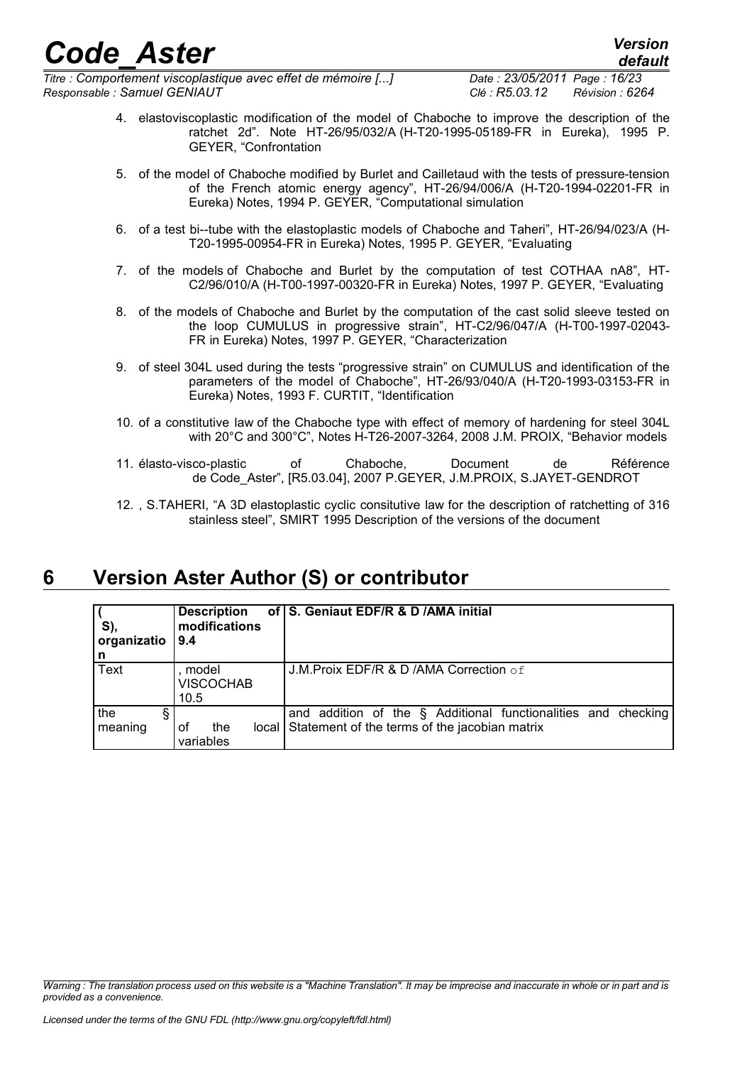4. elastoviscoplastic modification of the model of Chaboche to improve the description of the ratchet 2d". Note HT-26/95/032/A (H-T20-1995-05189-FR in Eureka), 1995 P. GEYER, "Confrontation

5. of the model of Chaboche modified by Burlet and Cailletaud with the tests of pressure-tension of the French atomic energy agency", HT-26/94/006/A (H-T20-1994-02201-FR in Eureka) Notes, 1994 P. GEYER, "Computational simulation

6. of a test bi--tube with the elastoplastic models of Chaboche and Taheri", HT-26/94/023/A (H-T20-1995-00954-FR in Eureka) Notes, 1995 P. GEYER, "Evaluating

7. of the models of Chaboche and Burlet by the computation of test COTHAA nA8", HT-C2/96/010/A (H-T00-1997-00320-FR in Eureka) Notes, 1997 P. GEYER, "Evaluating

8. of the models of Chaboche and Burlet by the computation of the cast solid sleeve tested on the loop CUMULUS in progressive strain", HT-C2/96/047/A (H-T00-1997-02043-FR in Eureka) Notes, 1997 P. GEYER, "Characterization

9. of steel 304L used during the tests "progressive strain" on CUMULUS and identification of the parameters of the model of Chaboche", HT-26/93/040/A (H-T20-1993-03153-FR in Eureka) Notes, 1993 F. CURTIT, "Identification

10. of a constitutive law of the Chaboche type with effect of memory of hardening for steel 304L with 20°C and 300°C", Notes H-T26-2007-3264, 2008 J.M. PROIX, "Behavior models

11. élasto-visco-plastic of Chaboche, Document de Référence de Code_Aster", [R5.03.04], 2007 P.GEYER, J.M.PROIX, S.JAYET-GENDROT

12. , S.TAHERI, "A 3D elastoplastic cyclic consitutive law for the description of ratchetting of 316 stainless steel", SMIRT 1995 Description of the versions of the document

# 6 Version Aster Author (S) or contributor

| ( S), organizatio n | Description of modifications 9.4 | S. Geniaut EDF/R & D /AMA initial |
|---|---|---|
| Text | , model VISCOCHAB 10.5 | J.M.Proix EDF/R & D /AMA Correction of |
| the § meaning | of the local variables | and addition of the § Additional functionalities and checking Statement of the terms of the jacobian matrix |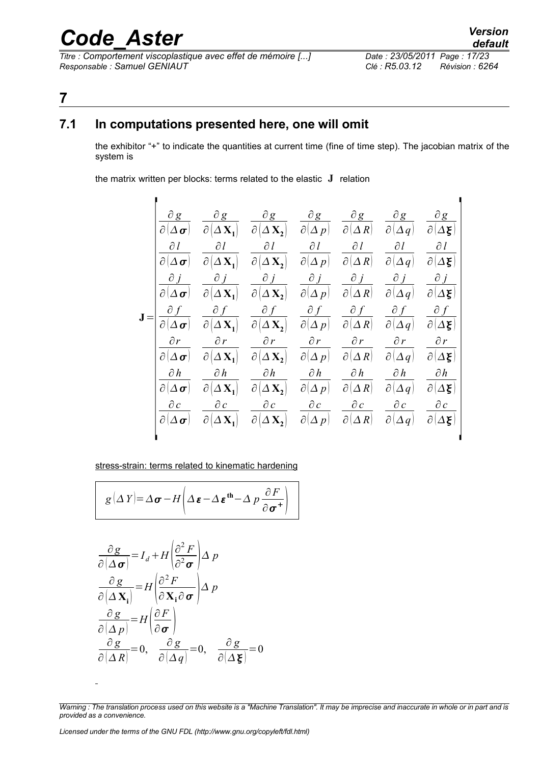# 7

## 7.1 In computations presented here, one will omit

the exhibitor "+" to indicate the quantities at current time (fine of time step). The jacobian matrix of the system is

the matrix written per blocks: terms related to the elastic $\mathbf{J}$ relation

$$
\mathbf{J}=\begin{bmatrix}
\frac{\partial g}{\partial(\Delta\boldsymbol{\sigma})} & \frac{\partial g}{\partial(\Delta\mathbf{X_1})} & \frac{\partial g}{\partial(\Delta\mathbf{X_2})} & \frac{\partial g}{\partial(\Delta p)} & \frac{\partial g}{\partial(\Delta R)} & \frac{\partial g}{\partial(\Delta q)} & \frac{\partial g}{\partial(\Delta\boldsymbol{\xi})} \\
\frac{\partial l}{\partial(\Delta\boldsymbol{\sigma})} & \frac{\partial l}{\partial(\Delta\mathbf{X_1})} & \frac{\partial l}{\partial(\Delta\mathbf{X_2})} & \frac{\partial l}{\partial(\Delta p)} & \frac{\partial l}{\partial(\Delta R)} & \frac{\partial l}{\partial(\Delta q)} & \frac{\partial l}{\partial(\Delta\boldsymbol{\xi})} \\
\frac{\partial j}{\partial(\Delta\boldsymbol{\sigma})} & \frac{\partial j}{\partial(\Delta\mathbf{X_1})} & \frac{\partial j}{\partial(\Delta\mathbf{X_2})} & \frac{\partial j}{\partial(\Delta p)} & \frac{\partial j}{\partial(\Delta R)} & \frac{\partial j}{\partial(\Delta q)} & \frac{\partial j}{\partial(\Delta\boldsymbol{\xi})} \\
\frac{\partial f}{\partial(\Delta\boldsymbol{\sigma})} & \frac{\partial f}{\partial(\Delta\mathbf{X_1})} & \frac{\partial f}{\partial(\Delta\mathbf{X_2})} & \frac{\partial f}{\partial(\Delta p)} & \frac{\partial f}{\partial(\Delta R)} & \frac{\partial f}{\partial(\Delta q)} & \frac{\partial f}{\partial(\Delta\boldsymbol{\xi})} \\
\frac{\partial r}{\partial(\Delta\boldsymbol{\sigma})} & \frac{\partial r}{\partial(\Delta\mathbf{X_1})} & \frac{\partial r}{\partial(\Delta\mathbf{X_2})} & \frac{\partial r}{\partial(\Delta p)} & \frac{\partial r}{\partial(\Delta R)} & \frac{\partial r}{\partial(\Delta q)} & \frac{\partial r}{\partial(\Delta\boldsymbol{\xi})} \\
\frac{\partial h}{\partial(\Delta\boldsymbol{\sigma})} & \frac{\partial h}{\partial(\Delta\mathbf{X_1})} & \frac{\partial h}{\partial(\Delta\mathbf{X_2})} & \frac{\partial h}{\partial(\Delta p)} & \frac{\partial h}{\partial(\Delta R)} & \frac{\partial h}{\partial(\Delta q)} & \frac{\partial h}{\partial(\Delta\boldsymbol{\xi})} \\
\frac{\partial c}{\partial(\Delta\boldsymbol{\sigma})} & \frac{\partial c}{\partial(\Delta\mathbf{X_1})} & \frac{\partial c}{\partial(\Delta\mathbf{X_2})} & \frac{\partial c}{\partial(\Delta p)} & \frac{\partial c}{\partial(\Delta R)} & \frac{\partial c}{\partial(\Delta q)} & \frac{\partial c}{\partial(\Delta\boldsymbol{\xi})}
\end{bmatrix}
$$

stress-strain: terms related to kinematic hardening

$$
g(\Delta Y)=\Delta\boldsymbol{\sigma}-H\left(\Delta\boldsymbol{\varepsilon}-\Delta\boldsymbol{\varepsilon}^{\mathbf{th}}-\Delta p\frac{\partial F}{\partial\boldsymbol{\sigma}^{+}}\right)
$$

$$
\frac{\partial g}{\partial(\Delta\boldsymbol{\sigma})}=I_d+H\left(\frac{\partial^2 F}{\partial^2\boldsymbol{\sigma}}\right)\Delta p
$$

$$
\frac{\partial g}{\partial(\Delta\mathbf{X_i})}=H\left(\frac{\partial^2 F}{\partial\mathbf{X_i}\partial\boldsymbol{\sigma}}\right)\Delta p
$$

$$
\frac{\partial g}{\partial(\Delta p)}=H\left(\frac{\partial F}{\partial\boldsymbol{\sigma}}\right)
$$

$$
\frac{\partial g}{\partial(\Delta R)}=0,\quad \frac{\partial g}{\partial(\Delta q)}=0,\quad \frac{\partial g}{\partial(\Delta\boldsymbol{\xi})}=0
$$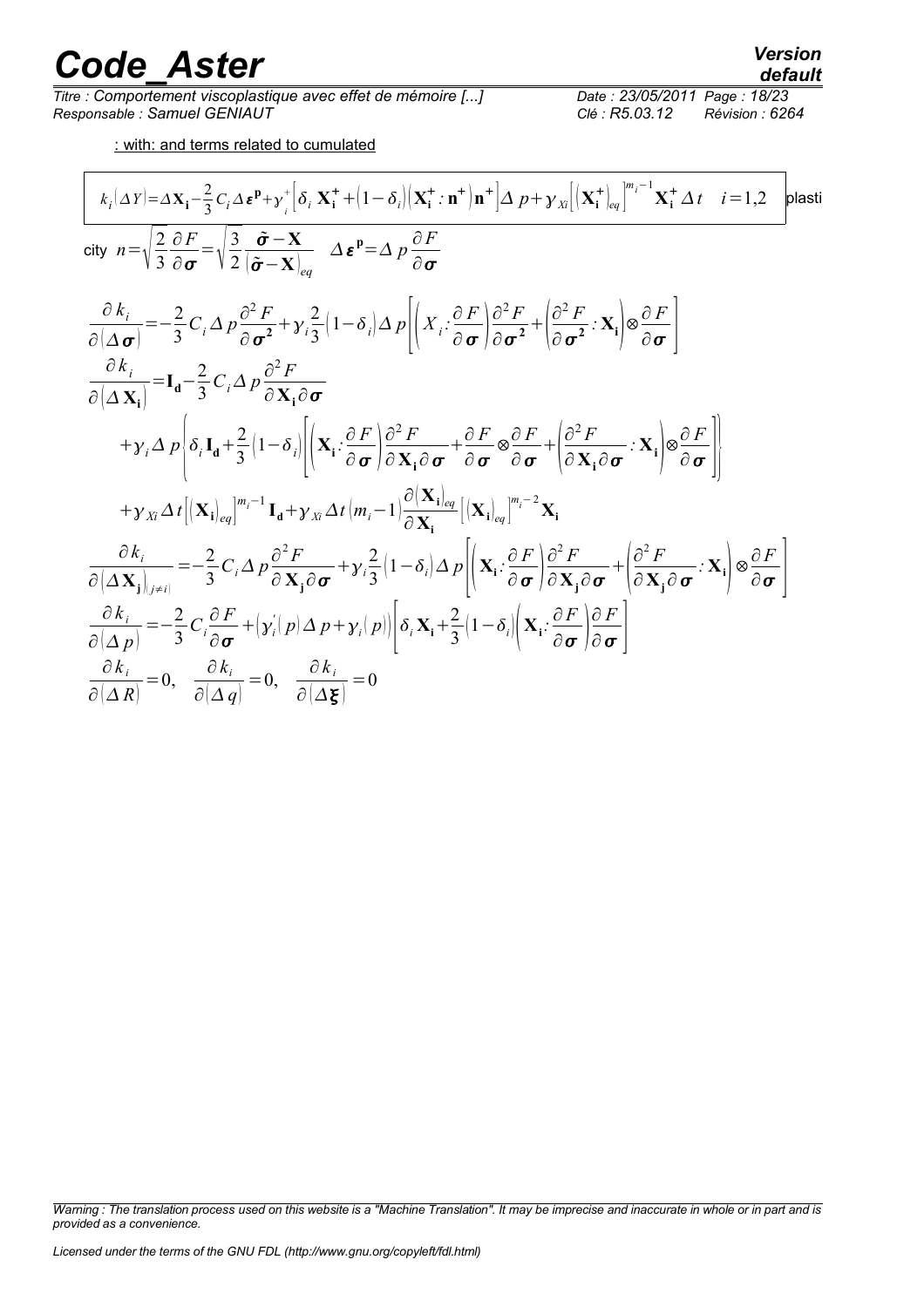: with: and terms related to cumulated

$$k_i(\Delta Y)=\Delta \mathbf{X_i}-\frac{2}{3}C_i\Delta \boldsymbol{\varepsilon}^{\mathbf{p}}+\gamma_i^+\left[\delta_i\,\mathbf{X_i^+}+(1-\delta_i)(\mathbf{X_i^+}:\mathbf{n^+})\mathbf{n^+}\right]\Delta p+\gamma_{Xi}\left[(\mathbf{X_i^+})_{eq}\right]^{m_i-1}\mathbf{X_i^+}\,\Delta t \quad i=1,2$$

plasticity

$$n=\sqrt{\frac{2}{3}}\frac{\partial F}{\partial \boldsymbol{\sigma}}=\sqrt{\frac{3}{2}}\frac{\tilde{\boldsymbol{\sigma}}-\mathbf{X}}{(\tilde{\boldsymbol{\sigma}}-\mathbf{X})_{eq}} \quad \Delta \boldsymbol{\varepsilon}^{\mathbf{p}}=\Delta p\frac{\partial F}{\partial \boldsymbol{\sigma}}$$

$$\frac{\partial k_i}{\partial(\Delta \boldsymbol{\sigma})}=-\frac{2}{3}C_i\Delta p\frac{\partial^2 F}{\partial \boldsymbol{\sigma}^2}+\gamma_i\frac{2}{3}(1-\delta_i)\Delta p\left[\left(X_i:\frac{\partial F}{\partial \boldsymbol{\sigma}}\right)\frac{\partial^2 F}{\partial \boldsymbol{\sigma}^2}+\left(\frac{\partial^2 F}{\partial \boldsymbol{\sigma}^2}:\mathbf{X_i}\right)\otimes\frac{\partial F}{\partial \boldsymbol{\sigma}}\right]$$

$$\begin{aligned}\frac{\partial k_i}{\partial(\Delta \mathbf{X_i})}=&\,\mathbf{I_d}-\frac{2}{3}C_i\Delta p\frac{\partial^2 F}{\partial \mathbf{X_i}\partial \boldsymbol{\sigma}}\\&+\gamma_i\Delta p\left\{\delta_i\mathbf{I_d}+\frac{2}{3}(1-\delta_i)\left[\left(\mathbf{X_i}:\frac{\partial F}{\partial \boldsymbol{\sigma}}\right)\frac{\partial^2 F}{\partial \mathbf{X_i}\partial \boldsymbol{\sigma}}+\frac{\partial F}{\partial \boldsymbol{\sigma}}\otimes\frac{\partial F}{\partial \boldsymbol{\sigma}}+\left(\frac{\partial^2 F}{\partial \mathbf{X_i}\partial \boldsymbol{\sigma}}:\mathbf{X_i}\right)\otimes\frac{\partial F}{\partial \boldsymbol{\sigma}}\right]\right\}\\&+\gamma_{Xi}\Delta t\left[(\mathbf{X_i})_{eq}\right]^{m_i-1}\mathbf{I_d}+\gamma_{Xi}\Delta t(m_i-1)\frac{\partial(\mathbf{X_i})_{eq}}{\partial \mathbf{X_i}}\left[(\mathbf{X_i})_{eq}\right]^{m_i-2}\mathbf{X_i}\end{aligned}$$

$$\frac{\partial k_i}{\partial(\Delta \mathbf{X_j})_{(j\neq i)}}=-\frac{2}{3}C_i\Delta p\frac{\partial^2 F}{\partial \mathbf{X_j}\partial \boldsymbol{\sigma}}+\gamma_i\frac{2}{3}(1-\delta_i)\Delta p\left[\left(\mathbf{X_i}:\frac{\partial F}{\partial \boldsymbol{\sigma}}\right)\frac{\partial^2 F}{\partial \mathbf{X_j}\partial \boldsymbol{\sigma}}+\left(\frac{\partial^2 F}{\partial \mathbf{X_j}\partial \boldsymbol{\sigma}}:\mathbf{X_i}\right)\otimes\frac{\partial F}{\partial \boldsymbol{\sigma}}\right]$$

$$\frac{\partial k_i}{\partial(\Delta p)}=-\frac{2}{3}C_i\frac{\partial F}{\partial \boldsymbol{\sigma}}+\left(\gamma_i'(p)\Delta p+\gamma_i(p)\right)\left[\delta_i\mathbf{X_i}+\frac{2}{3}(1-\delta_i)\left(\mathbf{X_i}:\frac{\partial F}{\partial \boldsymbol{\sigma}}\right)\frac{\partial F}{\partial \boldsymbol{\sigma}}\right]$$

$$\frac{\partial k_i}{\partial(\Delta R)}=0,\quad \frac{\partial k_i}{\partial(\Delta q)}=0,\quad \frac{\partial k_i}{\partial(\Delta \boldsymbol{\xi})}=0$$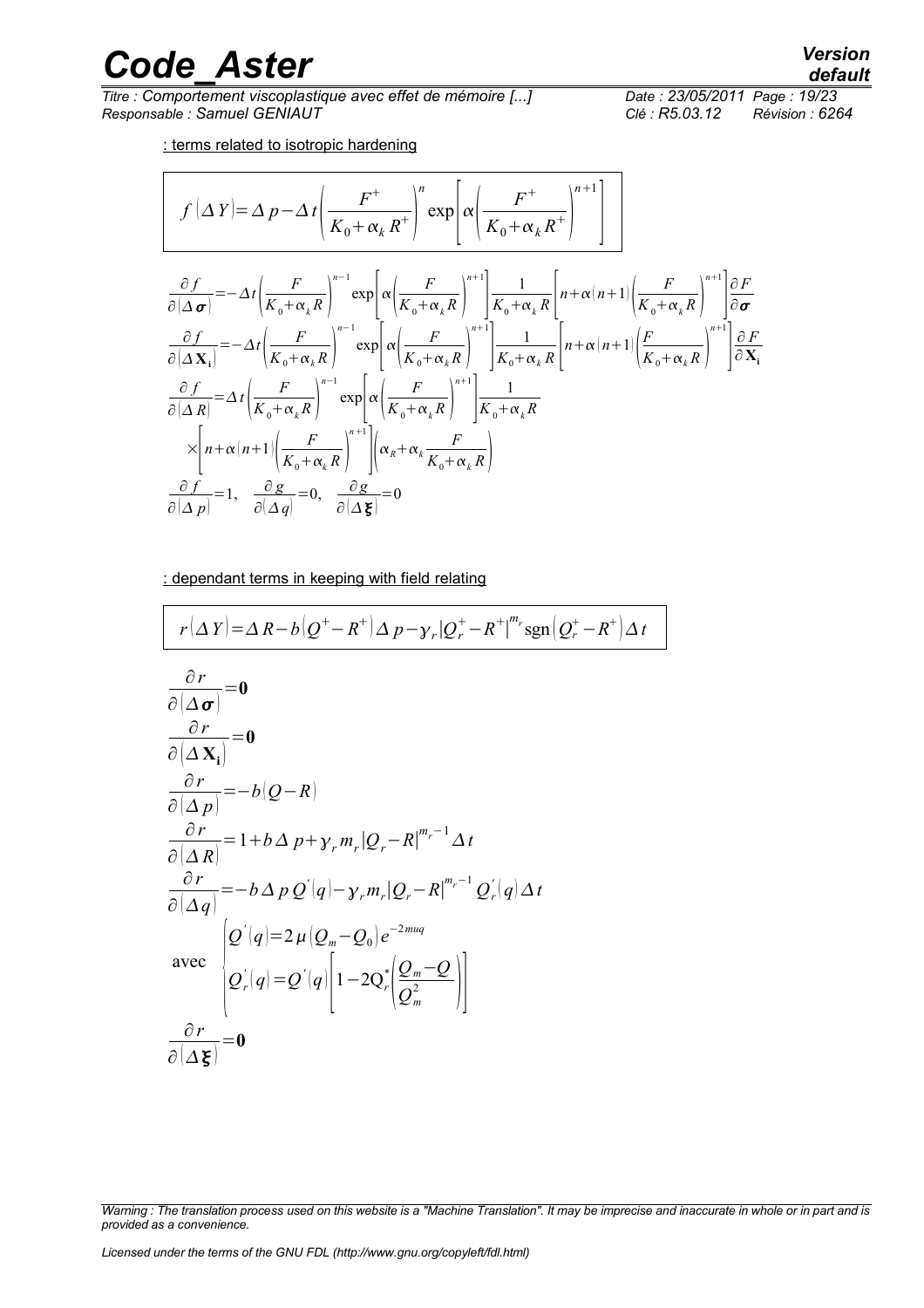: terms related to isotropic hardening

$$f(\Delta Y)=\Delta p-\Delta t\left(\frac{F^{+}}{K_0+\alpha_k R^{+}}\right)^{n}\exp\left[\alpha\left(\frac{F^{+}}{K_0+\alpha_k R^{+}}\right)^{n+1}\right]$$

$$\frac{\partial f}{\partial(\Delta\boldsymbol{\sigma})}=-\Delta t\left(\frac{F}{K_0+\alpha_k R}\right)^{n-1}\exp\left[\alpha\left(\frac{F}{K_0+\alpha_k R}\right)^{n+1}\right]\frac{1}{K_0+\alpha_k R}\left[n+\alpha(n+1)\left(\frac{F}{K_0+\alpha_k R}\right)^{n+1}\right]\frac{\partial F}{\partial\boldsymbol{\sigma}}$$

$$\frac{\partial f}{\partial(\Delta\mathbf{X_i})}=-\Delta t\left(\frac{F}{K_0+\alpha_k R}\right)^{n-1}\exp\left[\alpha\left(\frac{F}{K_0+\alpha_k R}\right)^{n+1}\right]\frac{1}{K_0+\alpha_k R}\left[n+\alpha(n+1)\left(\frac{F}{K_0+\alpha_k R}\right)^{n+1}\right]\frac{\partial F}{\partial\mathbf{X_i}}$$

$$\frac{\partial f}{\partial(\Delta R)}=\Delta t\left(\frac{F}{K_0+\alpha_k R}\right)^{n-1}\exp\left[\alpha\left(\frac{F}{K_0+\alpha_k R}\right)^{n+1}\right]\frac{1}{K_0+\alpha_k R}$$

$$\times\left[n+\alpha(n+1)\left(\frac{F}{K_0+\alpha_k R}\right)^{n+1}\right]\left(\alpha_R+\alpha_k\frac{F}{K_0+\alpha_k R}\right)$$

$$\frac{\partial f}{\partial(\Delta p)}=1,\quad\frac{\partial g}{\partial(\Delta q)}=0,\quad\frac{\partial g}{\partial(\Delta\boldsymbol{\xi})}=0$$

: dependant terms in keeping with field relating

$$r(\Delta Y)=\Delta R-b\left(Q^{+}-R^{+}\right)\Delta p-\gamma_r\left|Q_r^{+}-R^{+}\right|^{m_r}\operatorname{sgn}\left(Q_r^{+}-R^{+}\right)\Delta t$$

$$\frac{\partial r}{\partial(\Delta\boldsymbol{\sigma})}=\mathbf{0}$$

$$\frac{\partial r}{\partial(\Delta\mathbf{X_i})}=\mathbf{0}$$

$$\frac{\partial r}{\partial(\Delta p)}=-b(Q-R)$$

$$\frac{\partial r}{\partial(\Delta R)}=1+b\Delta p+\gamma_r m_r\left|Q_r-R\right|^{m_r-1}\Delta t$$

$$\frac{\partial r}{\partial(\Delta q)}=-b\Delta p\,Q'(q)-\gamma_r m_r\left|Q_r-R\right|^{m_r-1}Q_r'(q)\Delta t$$

$$\text{avec}\quad\begin{cases}Q'(q)=2\mu\left(Q_m-Q_0\right)e^{-2muq}\\ Q_r'(q)=Q'(q)\left[1-2Q_r^{*}\left(\dfrac{Q_m-Q}{Q_m^2}\right)\right]\end{cases}$$

$$\frac{\partial r}{\partial(\Delta\boldsymbol{\xi})}=\mathbf{0}$$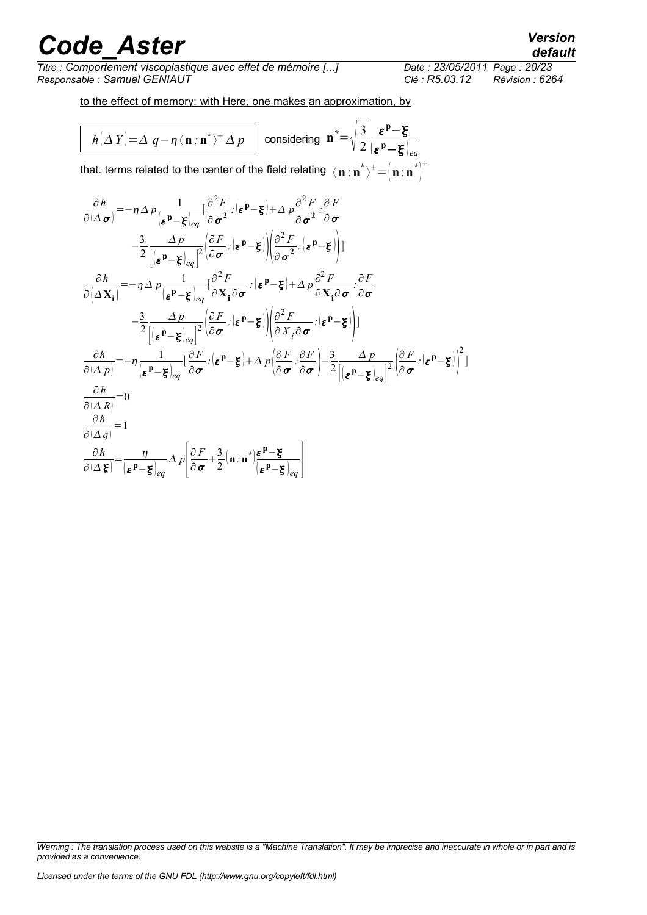to the effect of memory: with Here, one makes an approximation, by

$$h(\Delta Y)=\Delta q-\eta\langle\mathbf{n}:\mathbf{n}^{*}\rangle^{+}\Delta p$$ considering $\mathbf{n}^{*}=\sqrt{\frac{3}{2}}\frac{\boldsymbol{\varepsilon}^{\mathbf{p}}-\boldsymbol{\xi}}{(\boldsymbol{\varepsilon}^{\mathbf{p}}-\boldsymbol{\xi})_{eq}}$

that. terms related to the center of the field relating $\langle\mathbf{n}:\mathbf{n}^{*}\rangle^{+}=(\mathbf{n}:\mathbf{n}^{*})^{+}$

$$\frac{\partial h}{\partial(\Delta\boldsymbol{\sigma})}=-\eta\Delta p\frac{1}{(\boldsymbol{\varepsilon}^{\mathbf{p}}-\boldsymbol{\xi})_{eq}}[\frac{\partial^{2}F}{\partial\boldsymbol{\sigma}^{2}}:(\boldsymbol{\varepsilon}^{\mathbf{p}}-\boldsymbol{\xi})+\Delta p\frac{\partial^{2}F}{\partial\boldsymbol{\sigma}^{2}}:\frac{\partial F}{\partial\boldsymbol{\sigma}}$$
$$-\frac{3}{2}\frac{\Delta p}{\left[(\boldsymbol{\varepsilon}^{\mathbf{p}}-\boldsymbol{\xi})_{eq}\right]^{2}}\left(\frac{\partial F}{\partial\boldsymbol{\sigma}}:(\boldsymbol{\varepsilon}^{\mathbf{p}}-\boldsymbol{\xi})\right)\left(\frac{\partial^{2}F}{\partial\boldsymbol{\sigma}^{2}}:(\boldsymbol{\varepsilon}^{\mathbf{p}}-\boldsymbol{\xi})\right)]$$

$$\frac{\partial h}{\partial(\Delta\mathbf{X_{i}})}=-\eta\Delta p\frac{1}{(\boldsymbol{\varepsilon}^{\mathbf{p}}-\boldsymbol{\xi})_{eq}}[\frac{\partial^{2}F}{\partial\mathbf{X_{i}}\partial\boldsymbol{\sigma}}:(\boldsymbol{\varepsilon}^{\mathbf{p}}-\boldsymbol{\xi})+\Delta p\frac{\partial^{2}F}{\partial\mathbf{X_{i}}\partial\boldsymbol{\sigma}}:\frac{\partial F}{\partial\boldsymbol{\sigma}}$$
$$-\frac{3}{2}\frac{\Delta p}{\left[(\boldsymbol{\varepsilon}^{\mathbf{p}}-\boldsymbol{\xi})_{eq}\right]^{2}}\left(\frac{\partial F}{\partial\boldsymbol{\sigma}}:(\boldsymbol{\varepsilon}^{\mathbf{p}}-\boldsymbol{\xi})\right)\left(\frac{\partial^{2}F}{\partial X_{i}\partial\boldsymbol{\sigma}}:(\boldsymbol{\varepsilon}^{\mathbf{p}}-\boldsymbol{\xi})\right)]$$

$$\frac{\partial h}{\partial(\Delta p)}=-\eta\frac{1}{(\boldsymbol{\varepsilon}^{\mathbf{p}}-\boldsymbol{\xi})_{eq}}[\frac{\partial F}{\partial\boldsymbol{\sigma}}:(\boldsymbol{\varepsilon}^{\mathbf{p}}-\boldsymbol{\xi})+\Delta p\left(\frac{\partial F}{\partial\boldsymbol{\sigma}}:\frac{\partial F}{\partial\boldsymbol{\sigma}}\right)-\frac{3}{2}\frac{\Delta p}{\left[(\boldsymbol{\varepsilon}^{\mathbf{p}}-\boldsymbol{\xi})_{eq}\right]^{2}}\left(\frac{\partial F}{\partial\boldsymbol{\sigma}}:(\boldsymbol{\varepsilon}^{\mathbf{p}}-\boldsymbol{\xi})\right)^{2}]$$

$$\frac{\partial h}{\partial(\Delta R)}=0$$

$$\frac{\partial h}{\partial(\Delta q)}=1$$

$$\frac{\partial h}{\partial(\Delta\boldsymbol{\xi})}=\frac{\eta}{(\boldsymbol{\varepsilon}^{\mathbf{p}}-\boldsymbol{\xi})_{eq}}\Delta p\left[\frac{\partial F}{\partial\boldsymbol{\sigma}}+\frac{3}{2}(\mathbf{n}:\mathbf{n}^{*})\frac{\boldsymbol{\varepsilon}^{\mathbf{p}}-\boldsymbol{\xi}}{(\boldsymbol{\varepsilon}^{\mathbf{p}}-\boldsymbol{\xi})_{eq}}\right]$$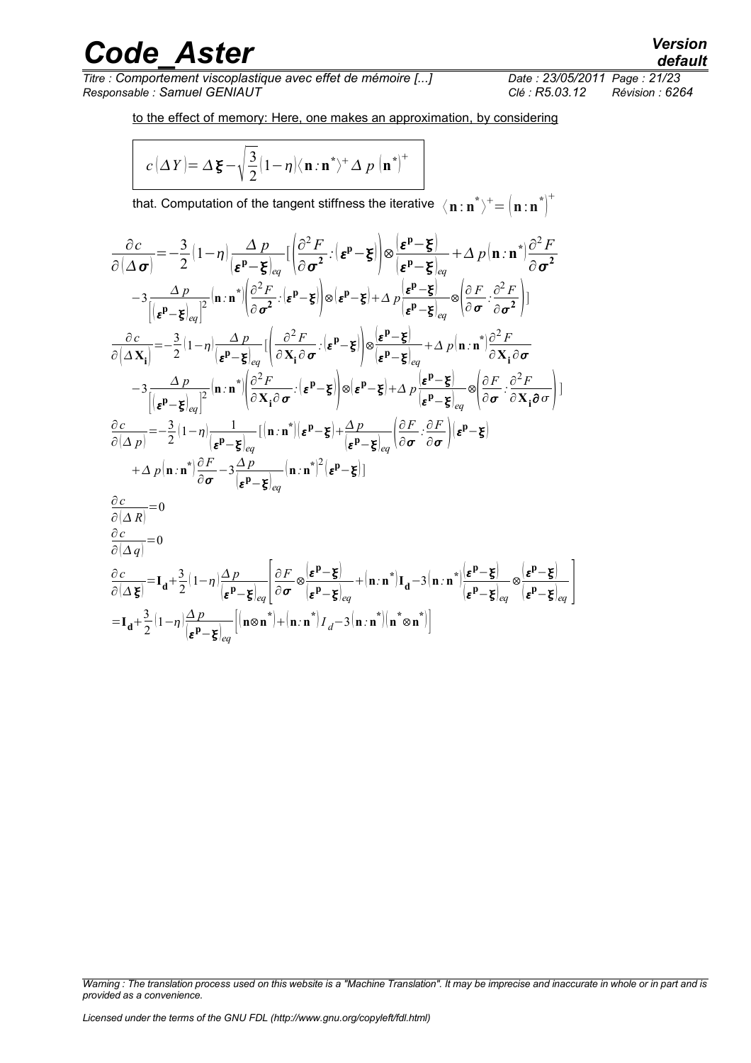to the effect of memory: Here, one makes an approximation, by considering

$$c(\Delta Y)=\Delta\boldsymbol{\xi}-\sqrt{\frac{3}{2}}(1-\eta)\langle\mathbf{n}:\mathbf{n}^{*}\rangle^{+}\Delta p\left(\mathbf{n}^{*}\right)^{+}$$

that. Computation of the tangent stiffness the iterative $\langle\mathbf{n}:\mathbf{n}^{*}\rangle^{+}=\left(\mathbf{n}:\mathbf{n}^{*}\right)^{+}$

$$\begin{aligned}
\frac{\partial c}{\partial(\Delta\boldsymbol{\sigma})}=&-\frac{3}{2}(1-\eta)\frac{\Delta p}{(\boldsymbol{\varepsilon}^{\mathbf{p}}-\boldsymbol{\xi})_{eq}}\Bigg[\left(\frac{\partial^{2}F}{\partial\boldsymbol{\sigma}^{2}}:(\boldsymbol{\varepsilon}^{\mathbf{p}}-\boldsymbol{\xi})\right)\otimes\frac{(\boldsymbol{\varepsilon}^{\mathbf{p}}-\boldsymbol{\xi})}{(\boldsymbol{\varepsilon}^{\mathbf{p}}-\boldsymbol{\xi})_{eq}}+\Delta p(\mathbf{n}:\mathbf{n}^{*})\frac{\partial^{2}F}{\partial\boldsymbol{\sigma}^{2}}\\
&-3\frac{\Delta p}{\left[(\boldsymbol{\varepsilon}^{\mathbf{p}}-\boldsymbol{\xi})_{eq}\right]^{2}}(\mathbf{n}:\mathbf{n}^{*})\left(\frac{\partial^{2}F}{\partial\boldsymbol{\sigma}^{2}}:(\boldsymbol{\varepsilon}^{\mathbf{p}}-\boldsymbol{\xi})\right)\otimes(\boldsymbol{\varepsilon}^{\mathbf{p}}-\boldsymbol{\xi})+\Delta p\frac{(\boldsymbol{\varepsilon}^{\mathbf{p}}-\boldsymbol{\xi})}{(\boldsymbol{\varepsilon}^{\mathbf{p}}-\boldsymbol{\xi})_{eq}}\otimes\left(\frac{\partial F}{\partial\boldsymbol{\sigma}}:\frac{\partial^{2}F}{\partial\boldsymbol{\sigma}^{2}}\right)\Bigg]\\
\frac{\partial c}{\partial(\Delta\mathbf{X_{i}})}=&-\frac{3}{2}(1-\eta)\frac{\Delta p}{(\boldsymbol{\varepsilon}^{\mathbf{p}}-\boldsymbol{\xi})_{eq}}\Bigg[\left(\frac{\partial^{2}F}{\partial\mathbf{X_{i}}\partial\boldsymbol{\sigma}}:(\boldsymbol{\varepsilon}^{\mathbf{p}}-\boldsymbol{\xi})\right)\otimes\frac{(\boldsymbol{\varepsilon}^{\mathbf{p}}-\boldsymbol{\xi})}{(\boldsymbol{\varepsilon}^{\mathbf{p}}-\boldsymbol{\xi})_{eq}}+\Delta p(\mathbf{n}:\mathbf{n}^{*})\frac{\partial^{2}F}{\partial\mathbf{X_{i}}\partial\boldsymbol{\sigma}}\\
&-3\frac{\Delta p}{\left[(\boldsymbol{\varepsilon}^{\mathbf{p}}-\boldsymbol{\xi})_{eq}\right]^{2}}(\mathbf{n}:\mathbf{n}^{*})\left(\frac{\partial^{2}F}{\partial\mathbf{X_{i}}\partial\boldsymbol{\sigma}}:(\boldsymbol{\varepsilon}^{\mathbf{p}}-\boldsymbol{\xi})\right)\otimes(\boldsymbol{\varepsilon}^{\mathbf{p}}-\boldsymbol{\xi})+\Delta p\frac{(\boldsymbol{\varepsilon}^{\mathbf{p}}-\boldsymbol{\xi})}{(\boldsymbol{\varepsilon}^{\mathbf{p}}-\boldsymbol{\xi})_{eq}}\otimes\left(\frac{\partial F}{\partial\boldsymbol{\sigma}}:\frac{\partial^{2}F}{\partial\mathbf{X_{i}}\partial\sigma}\right)\Bigg]\\
\frac{\partial c}{\partial(\Delta p)}=&-\frac{3}{2}(1-\eta)\frac{1}{(\boldsymbol{\varepsilon}^{\mathbf{p}}-\boldsymbol{\xi})_{eq}}\Bigg[(\mathbf{n}:\mathbf{n}^{*})(\boldsymbol{\varepsilon}^{\mathbf{p}}-\boldsymbol{\xi})+\frac{\Delta p}{(\boldsymbol{\varepsilon}^{\mathbf{p}}-\boldsymbol{\xi})_{eq}}\left(\frac{\partial F}{\partial\boldsymbol{\sigma}}:\frac{\partial F}{\partial\boldsymbol{\sigma}}\right)(\boldsymbol{\varepsilon}^{\mathbf{p}}-\boldsymbol{\xi})\\
&+\Delta p(\mathbf{n}:\mathbf{n}^{*})\frac{\partial F}{\partial\boldsymbol{\sigma}}-3\frac{\Delta p}{(\boldsymbol{\varepsilon}^{\mathbf{p}}-\boldsymbol{\xi})_{eq}}(\mathbf{n}:\mathbf{n}^{*})^{2}(\boldsymbol{\varepsilon}^{\mathbf{p}}-\boldsymbol{\xi})\Bigg]\\
\frac{\partial c}{\partial(\Delta R)}=&\,0\\
\frac{\partial c}{\partial(\Delta q)}=&\,0\\
\frac{\partial c}{\partial(\Delta\boldsymbol{\xi})}=&\,\mathbf{I_{d}}+\frac{3}{2}(1-\eta)\frac{\Delta p}{(\boldsymbol{\varepsilon}^{\mathbf{p}}-\boldsymbol{\xi})_{eq}}\left[\frac{\partial F}{\partial\boldsymbol{\sigma}}\otimes\frac{(\boldsymbol{\varepsilon}^{\mathbf{p}}-\boldsymbol{\xi})}{(\boldsymbol{\varepsilon}^{\mathbf{p}}-\boldsymbol{\xi})_{eq}}+(\mathbf{n}:\mathbf{n}^{*})\mathbf{I_{d}}-3(\mathbf{n}:\mathbf{n}^{*})\frac{(\boldsymbol{\varepsilon}^{\mathbf{p}}-\boldsymbol{\xi})}{(\boldsymbol{\varepsilon}^{\mathbf{p}}-\boldsymbol{\xi})_{eq}}\otimes\frac{(\boldsymbol{\varepsilon}^{\mathbf{p}}-\boldsymbol{\xi})}{(\boldsymbol{\varepsilon}^{\mathbf{p}}-\boldsymbol{\xi})_{eq}}\right]\\
=&\,\mathbf{I_{d}}+\frac{3}{2}(1-\eta)\frac{\Delta p}{(\boldsymbol{\varepsilon}^{\mathbf{p}}-\boldsymbol{\xi})_{eq}}\left[(\mathbf{n}\otimes\mathbf{n}^{*})+(\mathbf{n}:\mathbf{n}^{*})I_{d}-3(\mathbf{n}:\mathbf{n}^{*})(\mathbf{n}^{*}\otimes\mathbf{n}^{*})\right]
\end{aligned}$$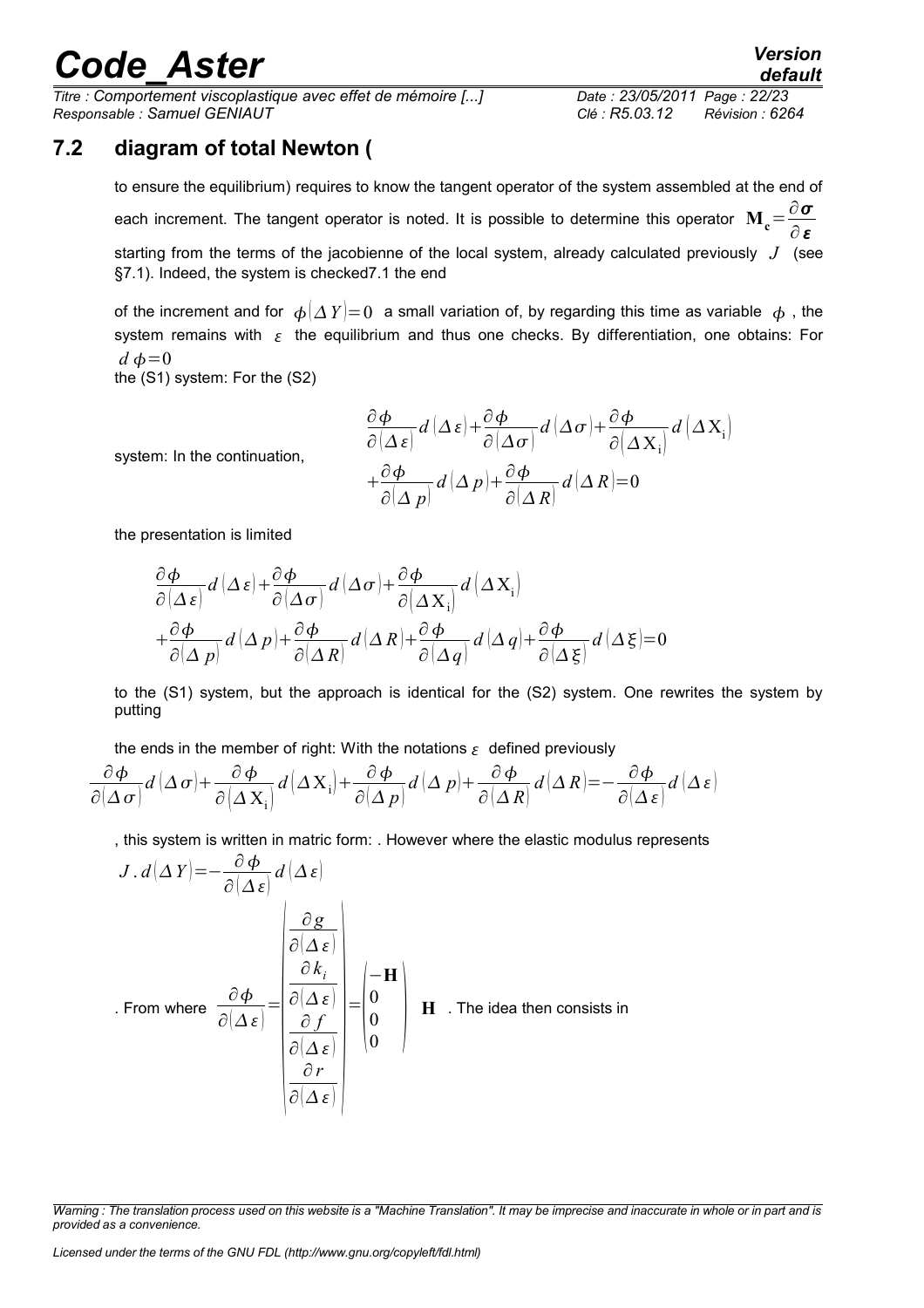## 7.2 diagram of total Newton (

to ensure the equilibrium) requires to know the tangent operator of the system assembled at the end of each increment. The tangent operator is noted. It is possible to determine this operator $\mathbf{M_c}=\frac{\partial \boldsymbol{\sigma}}{\partial \boldsymbol{\varepsilon}}$ starting from the terms of the jacobienne of the local system, already calculated previously $J$ (see §7.1). Indeed, the system is checked7.1 the end

of the increment and for $\phi(\Delta Y)=0$ a small variation of, by regarding this time as variable $\phi$, the system remains with $\varepsilon$ the equilibrium and thus one checks. By differentiation, one obtains: For $d\phi=0$

the (S1) system: For the (S2)

system: In the continuation,

$$\frac{\partial \phi}{\partial(\Delta\varepsilon)}d(\Delta\varepsilon)+\frac{\partial \phi}{\partial(\Delta\sigma)}d(\Delta\sigma)+\frac{\partial \phi}{\partial(\Delta \mathrm{X_i})}d(\Delta \mathrm{X_i})+\frac{\partial \phi}{\partial(\Delta p)}d(\Delta p)+\frac{\partial \phi}{\partial(\Delta R)}d(\Delta R)=0$$

the presentation is limited

$$\frac{\partial \phi}{\partial(\Delta\varepsilon)}d(\Delta\varepsilon)+\frac{\partial \phi}{\partial(\Delta\sigma)}d(\Delta\sigma)+\frac{\partial \phi}{\partial(\Delta \mathrm{X_i})}d(\Delta \mathrm{X_i})+\frac{\partial \phi}{\partial(\Delta p)}d(\Delta p)+\frac{\partial \phi}{\partial(\Delta R)}d(\Delta R)+\frac{\partial \phi}{\partial(\Delta q)}d(\Delta q)+\frac{\partial \phi}{\partial(\Delta \xi)}d(\Delta \xi)=0$$

to the (S1) system, but the approach is identical for the (S2) system. One rewrites the system by putting

the ends in the member of right: With the notations $\varepsilon$ defined previously

$$\frac{\partial \phi}{\partial(\Delta\sigma)}d(\Delta\sigma)+\frac{\partial \phi}{\partial(\Delta \mathrm{X_i})}d(\Delta \mathrm{X_i})+\frac{\partial \phi}{\partial(\Delta p)}d(\Delta p)+\frac{\partial \phi}{\partial(\Delta R)}d(\Delta R)=-\frac{\partial \phi}{\partial(\Delta\varepsilon)}d(\Delta\varepsilon)$$

, this system is written in matric form: . However where the elastic modulus represents

$$J\,.\,d(\Delta Y)=-\frac{\partial \phi}{\partial(\Delta\varepsilon)}d(\Delta\varepsilon)$$

. From where $\frac{\partial \phi}{\partial(\Delta\varepsilon)}=\begin{pmatrix}\frac{\partial g}{\partial(\Delta\varepsilon)}\\ \frac{\partial k_i}{\partial(\Delta\varepsilon)}\\ \frac{\partial f}{\partial(\Delta\varepsilon)}\\ \frac{\partial r}{\partial(\Delta\varepsilon)}\end{pmatrix}=\begin{pmatrix}-\mathbf{H}\\0\\0\\0\end{pmatrix}$ $\mathbf{H}$ . The idea then consists in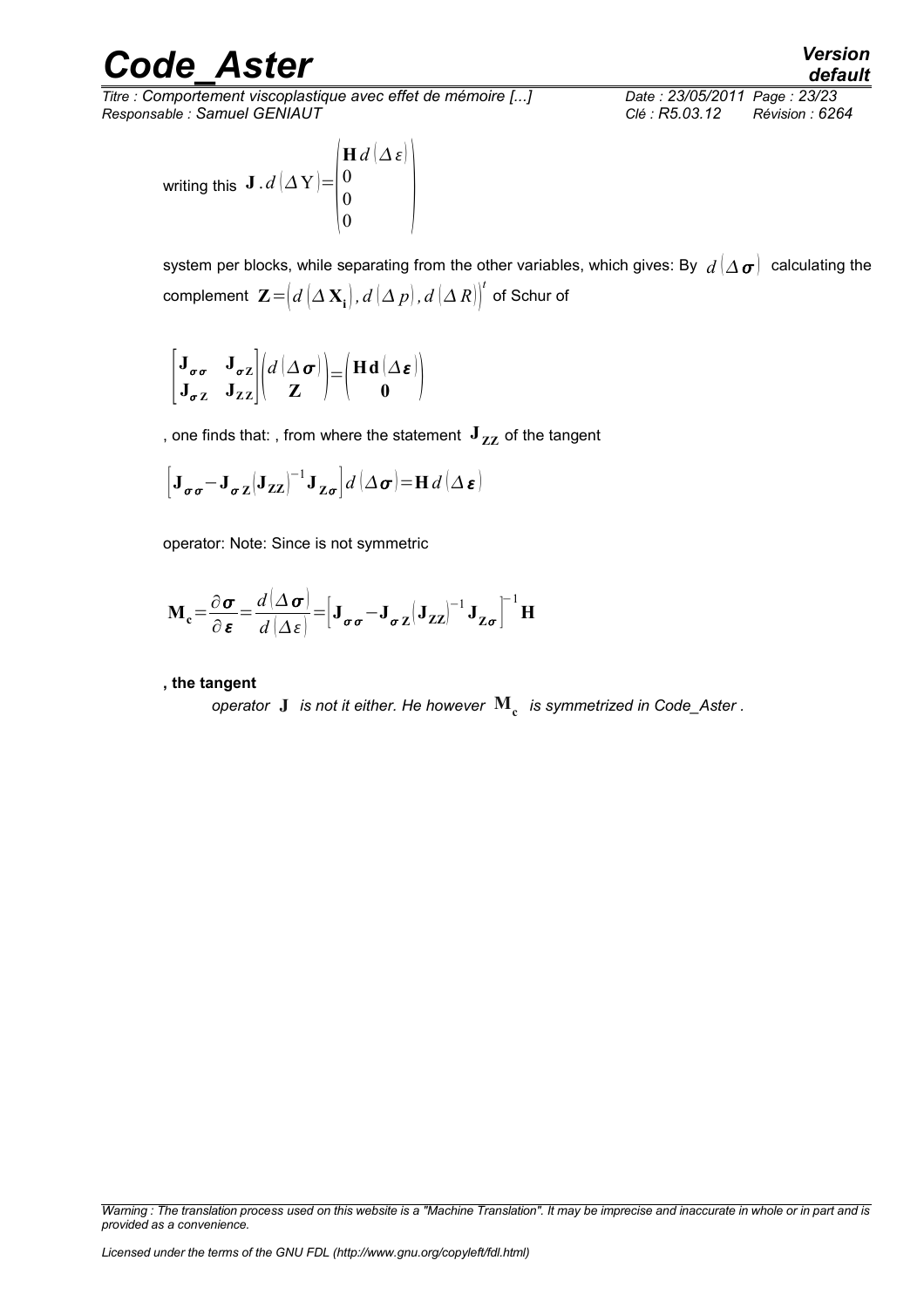writing this $\mathbf{J}\,.\,d(\Delta \mathrm{Y})=\begin{pmatrix}\mathbf{H}\,d(\Delta\varepsilon)\\0\\0\\0\end{pmatrix}$

system per blocks, while separating from the other variables, which gives: By $d(\Delta\boldsymbol{\sigma})$ calculating the complement $\mathbf{Z}=\left(d(\Delta\mathbf{X_i}),d(\Delta p),d(\Delta R)\right)^t$ of Schur of

$$\begin{bmatrix}\mathbf{J}_{\sigma\sigma} & \mathbf{J}_{\sigma\mathbf{Z}}\\ \mathbf{J}_{\sigma\mathbf{Z}} & \mathbf{J}_{\mathbf{ZZ}}\end{bmatrix}\begin{pmatrix}d(\Delta\boldsymbol{\sigma})\\ \mathbf{Z}\end{pmatrix}=\begin{pmatrix}\mathbf{H}\,\mathbf{d}(\Delta\boldsymbol{\varepsilon})\\ \mathbf{0}\end{pmatrix}$$

, one finds that: , from where the statement $\mathbf{J}_{\mathbf{ZZ}}$ of the tangent

$$\left[\mathbf{J}_{\sigma\sigma}-\mathbf{J}_{\sigma\mathbf{Z}}(\mathbf{J}_{\mathbf{ZZ}})^{-1}\mathbf{J}_{\mathbf{Z}\sigma}\right]d(\Delta\boldsymbol{\sigma})=\mathbf{H}\,d(\Delta\boldsymbol{\varepsilon})$$

operator: Note: Since is not symmetric

$$\mathbf{M_c}=\frac{\partial\boldsymbol{\sigma}}{\partial\boldsymbol{\varepsilon}}=\frac{d(\Delta\boldsymbol{\sigma})}{d(\Delta\varepsilon)}=\left[\mathbf{J}_{\sigma\sigma}-\mathbf{J}_{\sigma\mathbf{Z}}(\mathbf{J}_{\mathbf{ZZ}})^{-1}\mathbf{J}_{\mathbf{Z}\sigma}\right]^{-1}\mathbf{H}$$

**, the tangent**

*operator $\mathbf{J}$ is not it either. He however $\mathbf{M_c}$ is symmetrized in Code_Aster .*